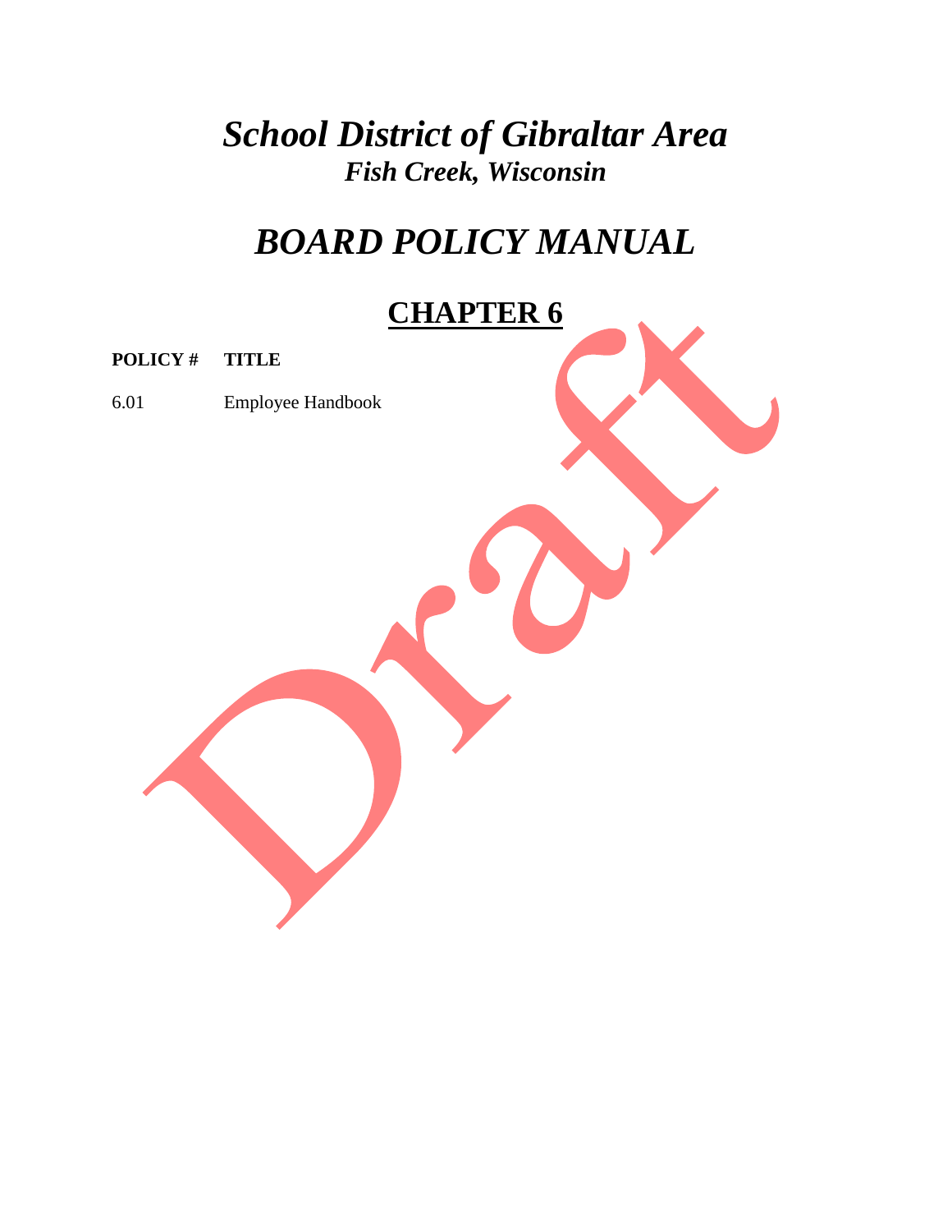# *School District of Gibraltar Area*

### *Fish Creek, Wisconsin*

# *BOARD POLICY MANUAL*

## CHAPTER 6

| POLICY # | TITLE |
|---|---|
| 6.01 | Employee Handbook |

Draft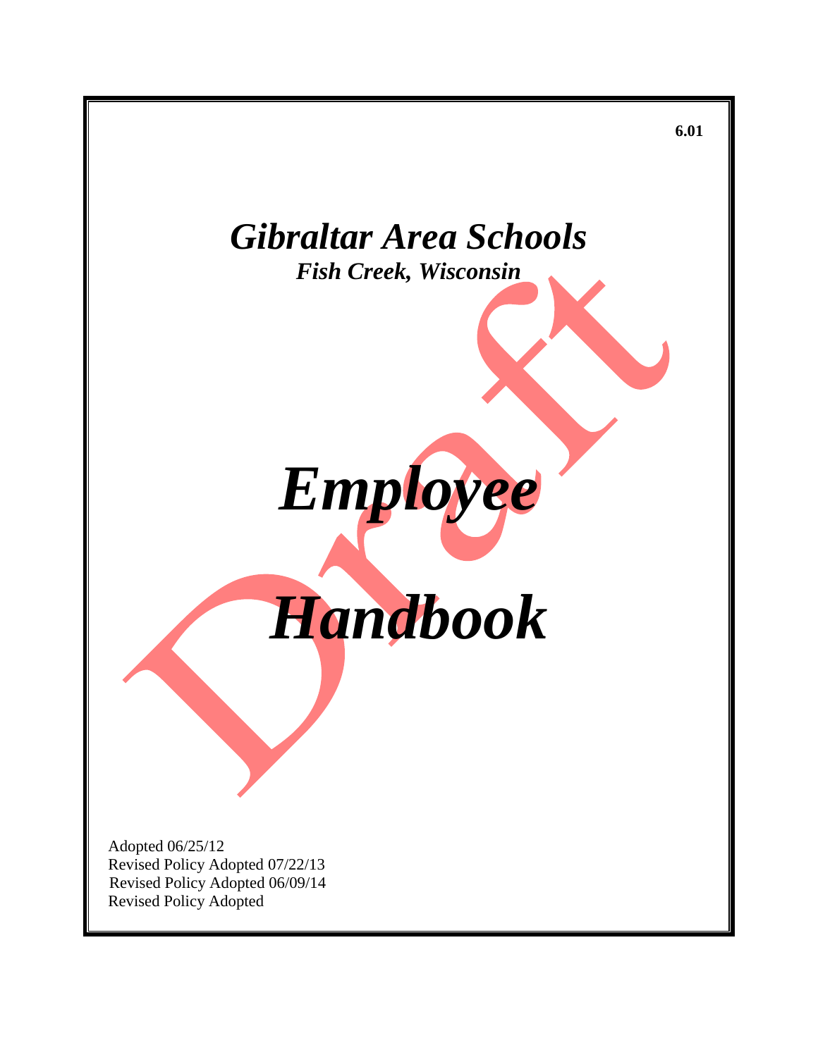6.01

# *Gibraltar Area Schools*

***Fish Creek, Wisconsin***

# *Employee Handbook*

Draft

Adopted 06/25/12
Revised Policy Adopted 07/22/13
Revised Policy Adopted 06/09/14
Revised Policy Adopted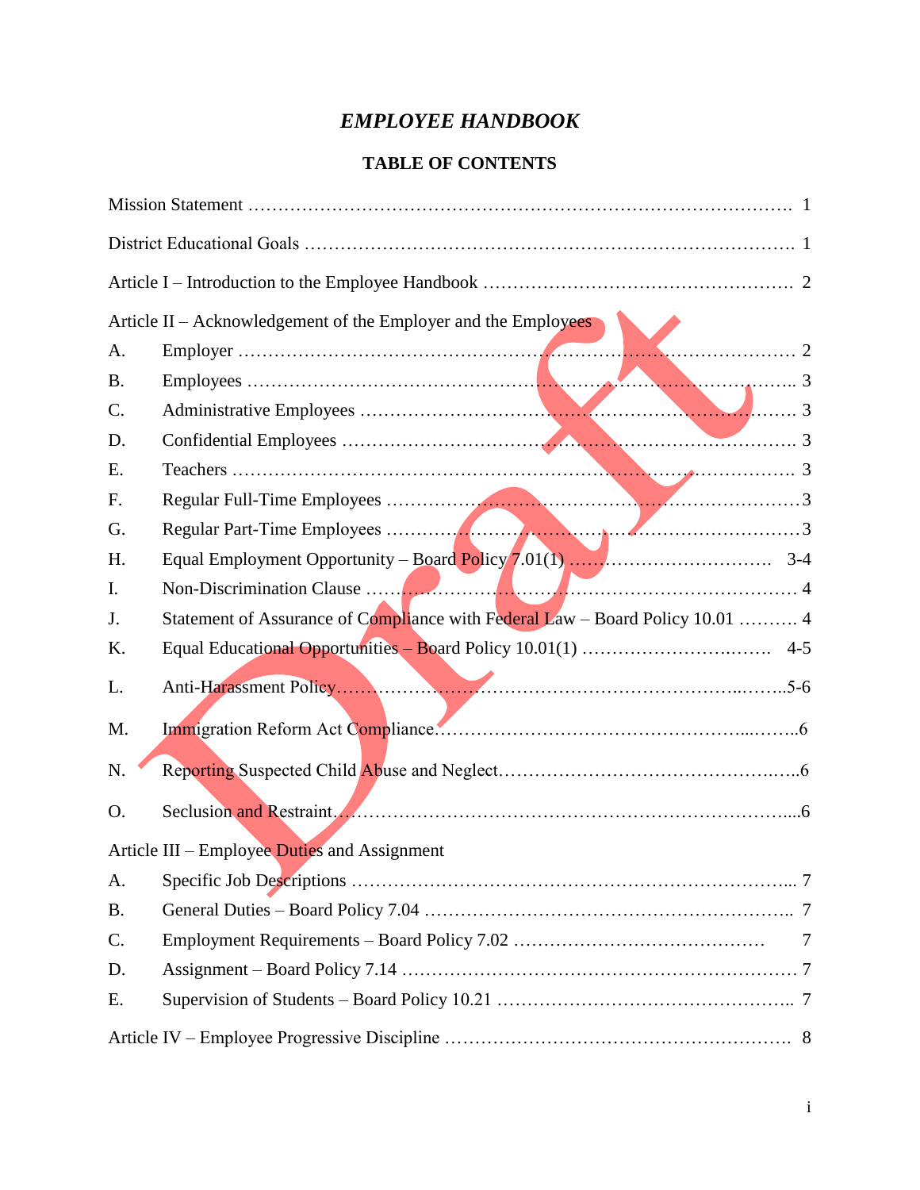# *EMPLOYEE HANDBOOK*

## TABLE OF CONTENTS

Mission Statement ………………………………………………………………………………. 1

District Educational Goals ……………………………………………………………………. 1

Article I – Introduction to the Employee Handbook …………………………………………. 2

Article II – Acknowledgement of the Employer and the Employees

| | | |
|---|---|---|
| A. | Employer ……………………………………………………………………………… | 2 |
| B. | Employees …………………………………………………………………………….. | 3 |
| C. | Administrative Employees ……………………………………………………………. | 3 |
| D. | Confidential Employees ………………………………………………………………. | 3 |
| E. | Teachers ………………………………………………………………………………. | 3 |
| F. | Regular Full-Time Employees ………………………………………………………… | 3 |
| G. | Regular Part-Time Employees ………………………………………………………… | 3 |
| H. | Equal Employment Opportunity – Board Policy 7.01(1) ……………………………. | 3-4 |
| I. | Non-Discrimination Clause …………………………………………………………… | 4 |
| J. | Statement of Assurance of Compliance with Federal Law – Board Policy 10.01 ………. | 4 |
| K. | Equal Educational Opportunities – Board Policy 10.01(1) ………………………. | 4-5 |
| L. | Anti-Harassment Policy……………………………………………………………… | 5-6 |
| M. | Immigration Reform Act Compliance……………………………………………… | 6 |
| N. | Reporting Suspected Child Abuse and Neglect……………………………………… | 6 |
| O. | Seclusion and Restraint……………………………………………………………… | 6 |

Article III – Employee Duties and Assignment

| | | |
|---|---|---|
| A. | Specific Job Descriptions ……………………………………………………………... | 7 |
| B. | General Duties – Board Policy 7.04 …………………………………………………. | 7 |
| C. | Employment Requirements – Board Policy 7.02 …………………………………… | 7 |
| D. | Assignment – Board Policy 7.14 ……………………………………………………… | 7 |
| E. | Supervision of Students – Board Policy 10.21 ……………………………………….. | 7 |

Article IV – Employee Progressive Discipline ……………………………………………… 8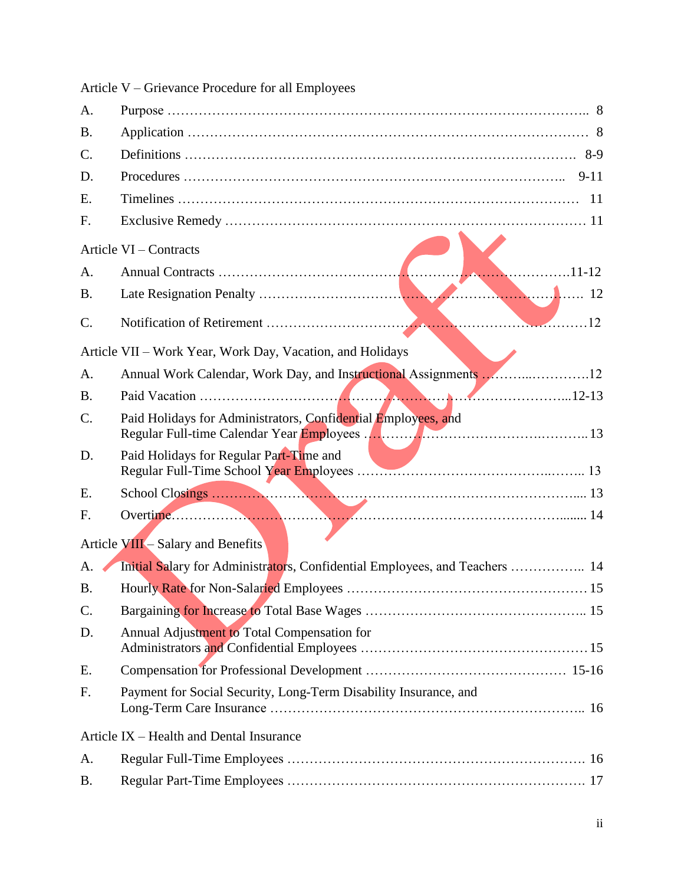Article V – Grievance Procedure for all Employees

| | | |
|---|---|---|
| A. | Purpose | 8 |
| B. | Application | 8 |
| C. | Definitions | 8-9 |
| D. | Procedures | 9-11 |
| E. | Timelines | 11 |
| F. | Exclusive Remedy | 11 |

Article VI – Contracts

| | | |
|---|---|---|
| A. | Annual Contracts | 11-12 |
| B. | Late Resignation Penalty | 12 |
| C. | Notification of Retirement | 12 |

Article VII – Work Year, Work Day, Vacation, and Holidays

| | | |
|---|---|---|
| A. | Annual Work Calendar, Work Day, and Instructional Assignments | 12 |
| B. | Paid Vacation | 12-13 |
| C. | Paid Holidays for Administrators, Confidential Employees, and Regular Full-time Calendar Year Employees | 13 |
| D. | Paid Holidays for Regular Part-Time and Regular Full-Time School Year Employees | 13 |
| E. | School Closings | 13 |
| F. | Overtime | 14 |

Article VIII – Salary and Benefits

| | | |
|---|---|---|
| A. | Initial Salary for Administrators, Confidential Employees, and Teachers | 14 |
| B. | Hourly Rate for Non-Salaried Employees | 15 |
| C. | Bargaining for Increase to Total Base Wages | 15 |
| D. | Annual Adjustment to Total Compensation for Administrators and Confidential Employees | 15 |
| E. | Compensation for Professional Development | 15-16 |
| F. | Payment for Social Security, Long-Term Disability Insurance, and Long-Term Care Insurance | 16 |

Article IX – Health and Dental Insurance

| | | |
|---|---|---|
| A. | Regular Full-Time Employees | 16 |
| B. | Regular Part-Time Employees | 17 |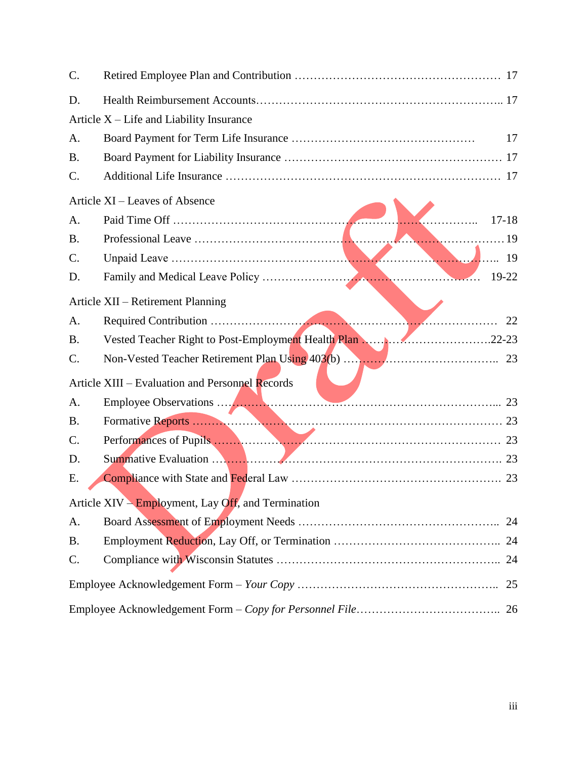C. Retired Employee Plan and Contribution ................................................ 17

D. Health Reimbursement Accounts................................................... 17

Article X – Life and Liability Insurance

A. Board Payment for Term Life Insurance ........................................ 17

B. Board Payment for Liability Insurance ........................................... 17

C. Additional Life Insurance .......................................................... 17

Article XI – Leaves of Absence

A. Paid Time Off ......................................................................... 17-18

B. Professional Leave ................................................................... 19

C. Unpaid Leave .......................................................................... 19

D. Family and Medical Leave Policy ................................................ 19-22

Article XII – Retirement Planning

A. Required Contribution .............................................................. 22

B. Vested Teacher Right to Post-Employment Health Plan ..................... 22-23

C. Non-Vested Teacher Retirement Plan Using 403(b) ........................... 23

Article XIII – Evaluation and Personnel Records

A. Employee Observations ............................................................. 23

B. Formative Reports .................................................................... 23

C. Performances of Pupils .............................................................. 23

D. Summative Evaluation ............................................................... 23

E. Compliance with State and Federal Law ........................................ 23

Article XIV – Employment, Lay Off, and Termination

A. Board Assessment of Employment Needs ........................................ 24

B. Employment Reduction, Lay Off, or Termination ............................. 24

C. Compliance with Wisconsin Statutes ............................................. 24

Employee Acknowledgement Form – *Your Copy* ...................................... 25

Employee Acknowledgement Form – *Copy for Personnel File*...................... 26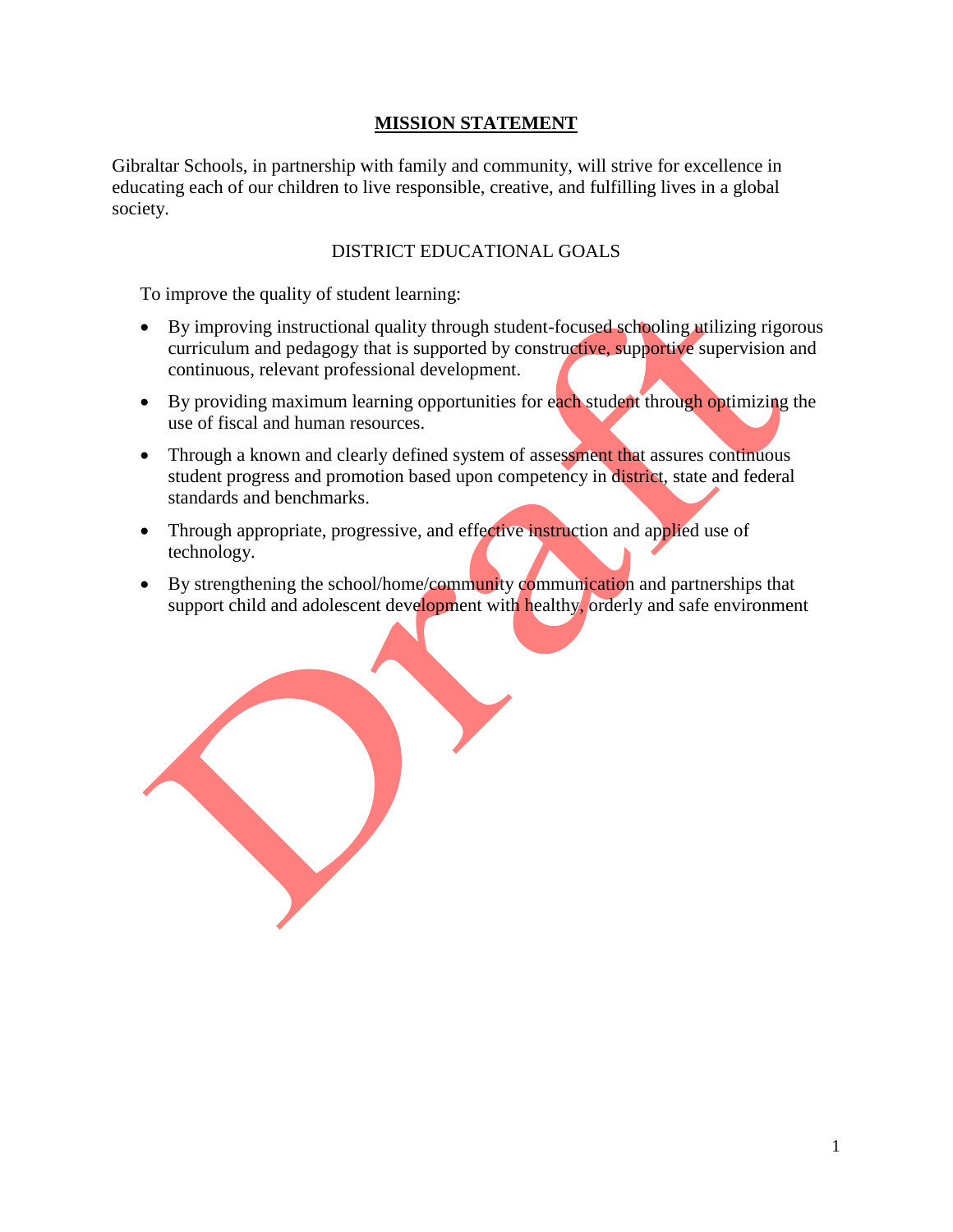## **MISSION STATEMENT**

Gibraltar Schools, in partnership with family and community, will strive for excellence in educating each of our children to live responsible, creative, and fulfilling lives in a global society.

### DISTRICT EDUCATIONAL GOALS

To improve the quality of student learning:

- By improving instructional quality through student-focused schooling utilizing rigorous curriculum and pedagogy that is supported by constructive, supportive supervision and continuous, relevant professional development.
- By providing maximum learning opportunities for each student through optimizing the use of fiscal and human resources.
- Through a known and clearly defined system of assessment that assures continuous student progress and promotion based upon competency in district, state and federal standards and benchmarks.
- Through appropriate, progressive, and effective instruction and applied use of technology.
- By strengthening the school/home/community communication and partnerships that support child and adolescent development with healthy, orderly and safe environment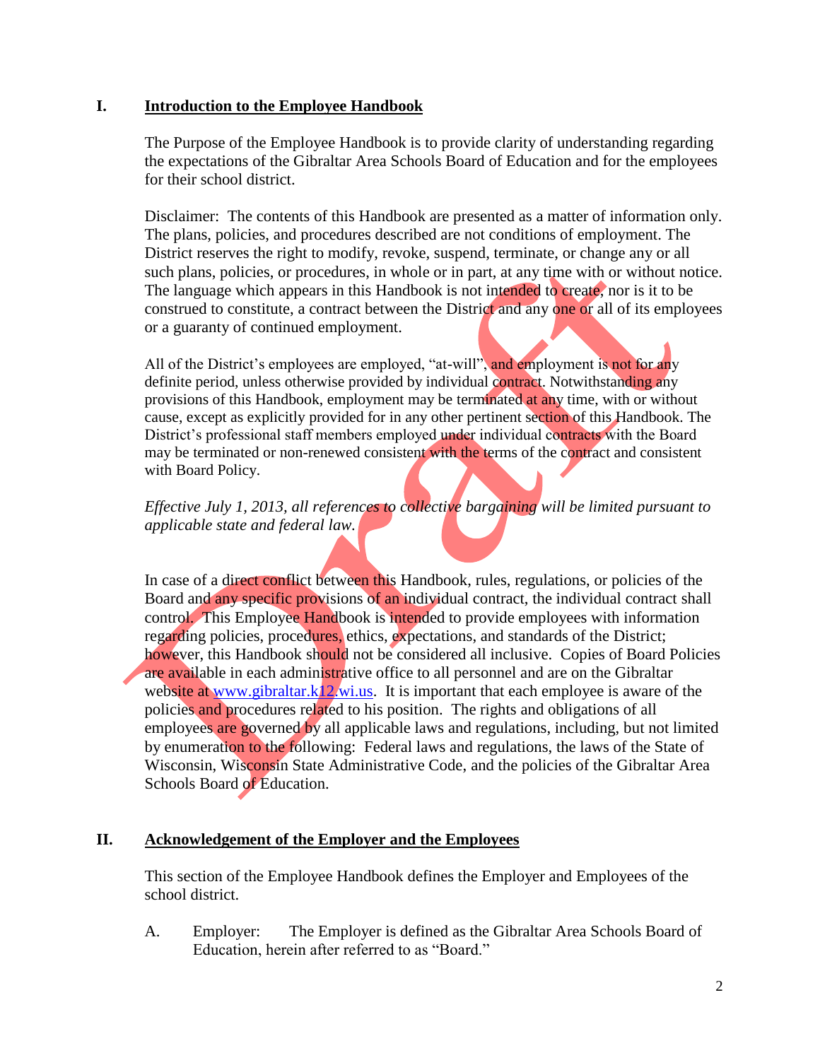## I. Introduction to the Employee Handbook

The Purpose of the Employee Handbook is to provide clarity of understanding regarding the expectations of the Gibraltar Area Schools Board of Education and for the employees for their school district.

Disclaimer: The contents of this Handbook are presented as a matter of information only. The plans, policies, and procedures described are not conditions of employment. The District reserves the right to modify, revoke, suspend, terminate, or change any or all such plans, policies, or procedures, in whole or in part, at any time with or without notice. The language which appears in this Handbook is not intended to create, nor is it to be construed to constitute, a contract between the District and any one or all of its employees or a guaranty of continued employment.

All of the District's employees are employed, "at-will", and employment is not for any definite period, unless otherwise provided by individual contract. Notwithstanding any provisions of this Handbook, employment may be terminated at any time, with or without cause, except as explicitly provided for in any other pertinent section of this Handbook. The District's professional staff members employed under individual contracts with the Board may be terminated or non-renewed consistent with the terms of the contract and consistent with Board Policy.

*Effective July 1, 2013, all references to collective bargaining will be limited pursuant to applicable state and federal law.*

In case of a direct conflict between this Handbook, rules, regulations, or policies of the Board and any specific provisions of an individual contract, the individual contract shall control. This Employee Handbook is intended to provide employees with information regarding policies, procedures, ethics, expectations, and standards of the District; however, this Handbook should not be considered all inclusive. Copies of Board Policies are available in each administrative office to all personnel and are on the Gibraltar website at www.gibraltar.k12.wi.us. It is important that each employee is aware of the policies and procedures related to his position. The rights and obligations of all employees are governed by all applicable laws and regulations, including, but not limited by enumeration to the following: Federal laws and regulations, the laws of the State of Wisconsin, Wisconsin State Administrative Code, and the policies of the Gibraltar Area Schools Board of Education.

## II. Acknowledgement of the Employer and the Employees

This section of the Employee Handbook defines the Employer and Employees of the school district.

A. Employer: The Employer is defined as the Gibraltar Area Schools Board of Education, herein after referred to as "Board."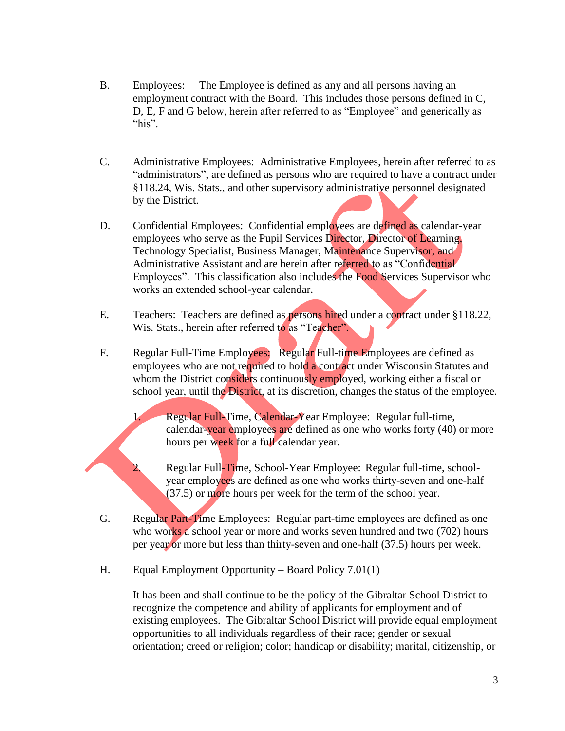B. Employees: The Employee is defined as any and all persons having an employment contract with the Board. This includes those persons defined in C, D, E, F and G below, herein after referred to as "Employee" and generically as "his".

C. Administrative Employees: Administrative Employees, herein after referred to as "administrators", are defined as persons who are required to have a contract under §118.24, Wis. Stats., and other supervisory administrative personnel designated by the District.

D. Confidential Employees: Confidential employees are defined as calendar-year employees who serve as the Pupil Services Director, Director of Learning, Technology Specialist, Business Manager, Maintenance Supervisor, and Administrative Assistant and are herein after referred to as "Confidential Employees". This classification also includes the Food Services Supervisor who works an extended school-year calendar.

E. Teachers: Teachers are defined as persons hired under a contract under §118.22, Wis. Stats., herein after referred to as "Teacher".

F. Regular Full-Time Employees: Regular Full-time Employees are defined as employees who are not required to hold a contract under Wisconsin Statutes and whom the District considers continuously employed, working either a fiscal or school year, until the District, at its discretion, changes the status of the employee.

   1. Regular Full-Time, Calendar-Year Employee: Regular full-time, calendar-year employees are defined as one who works forty (40) or more hours per week for a full calendar year.

   2. Regular Full-Time, School-Year Employee: Regular full-time, school-year employees are defined as one who works thirty-seven and one-half (37.5) or more hours per week for the term of the school year.

G. Regular Part-Time Employees: Regular part-time employees are defined as one who works a school year or more and works seven hundred and two (702) hours per year or more but less than thirty-seven and one-half (37.5) hours per week.

H. Equal Employment Opportunity – Board Policy 7.01(1)

   It has been and shall continue to be the policy of the Gibraltar School District to recognize the competence and ability of applicants for employment and of existing employees. The Gibraltar School District will provide equal employment opportunities to all individuals regardless of their race; gender or sexual orientation; creed or religion; color; handicap or disability; marital, citizenship, or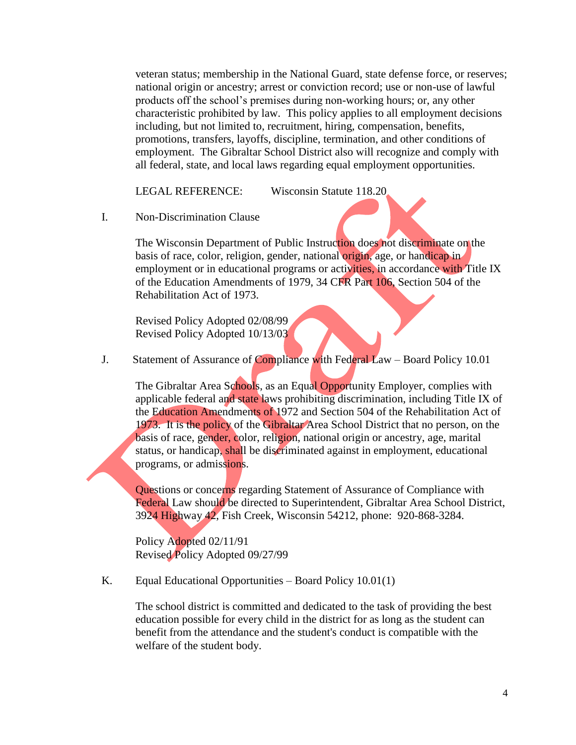veteran status; membership in the National Guard, state defense force, or reserves; national origin or ancestry; arrest or conviction record; use or non-use of lawful products off the school's premises during non-working hours; or, any other characteristic prohibited by law. This policy applies to all employment decisions including, but not limited to, recruitment, hiring, compensation, benefits, promotions, transfers, layoffs, discipline, termination, and other conditions of employment. The Gibraltar School District also will recognize and comply with all federal, state, and local laws regarding equal employment opportunities.

LEGAL REFERENCE: Wisconsin Statute 118.20

I. Non-Discrimination Clause

The Wisconsin Department of Public Instruction does not discriminate on the basis of race, color, religion, gender, national origin, age, or handicap in employment or in educational programs or activities, in accordance with Title IX of the Education Amendments of 1979, 34 CFR Part 106, Section 504 of the Rehabilitation Act of 1973.

Revised Policy Adopted 02/08/99
Revised Policy Adopted 10/13/03

J. Statement of Assurance of Compliance with Federal Law – Board Policy 10.01

The Gibraltar Area Schools, as an Equal Opportunity Employer, complies with applicable federal and state laws prohibiting discrimination, including Title IX of the Education Amendments of 1972 and Section 504 of the Rehabilitation Act of 1973. It is the policy of the Gibraltar Area School District that no person, on the basis of race, gender, color, religion, national origin or ancestry, age, marital status, or handicap, shall be discriminated against in employment, educational programs, or admissions.

Questions or concerns regarding Statement of Assurance of Compliance with Federal Law should be directed to Superintendent, Gibraltar Area School District, 3924 Highway 42, Fish Creek, Wisconsin 54212, phone: 920-868-3284.

Policy Adopted 02/11/91
Revised Policy Adopted 09/27/99

K. Equal Educational Opportunities – Board Policy 10.01(1)

The school district is committed and dedicated to the task of providing the best education possible for every child in the district for as long as the student can benefit from the attendance and the student's conduct is compatible with the welfare of the student body.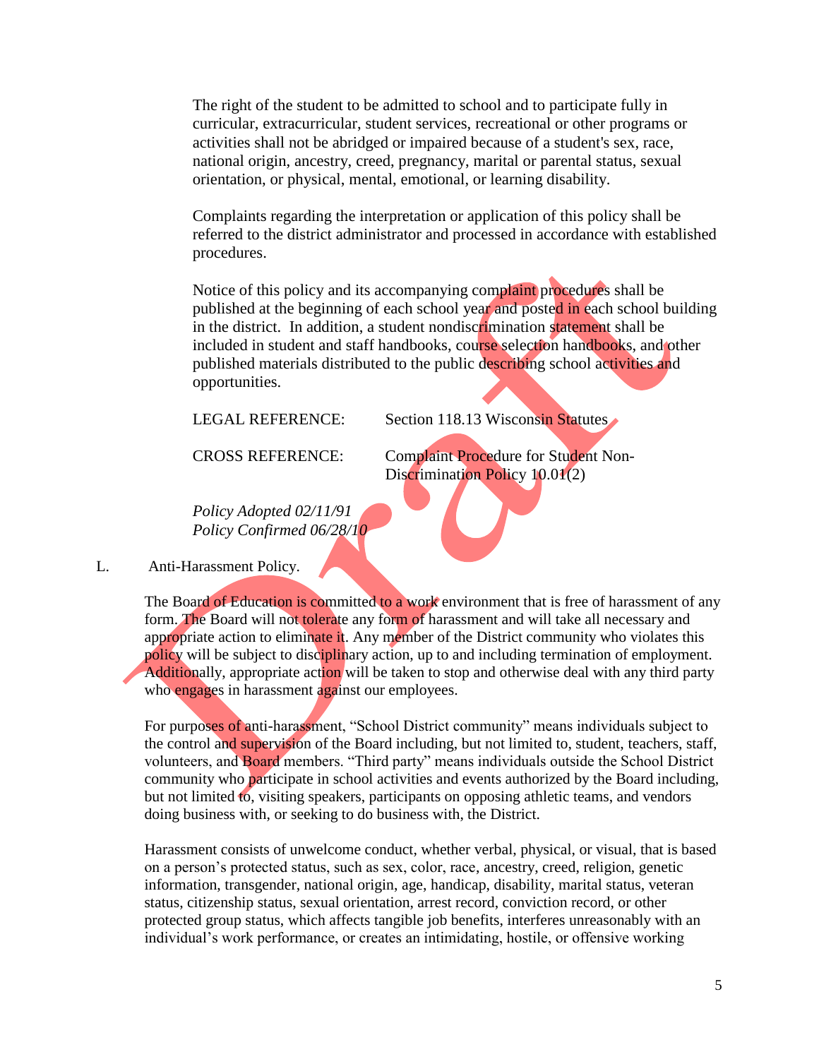The right of the student to be admitted to school and to participate fully in curricular, extracurricular, student services, recreational or other programs or activities shall not be abridged or impaired because of a student's sex, race, national origin, ancestry, creed, pregnancy, marital or parental status, sexual orientation, or physical, mental, emotional, or learning disability.

Complaints regarding the interpretation or application of this policy shall be referred to the district administrator and processed in accordance with established procedures.

Notice of this policy and its accompanying complaint procedures shall be published at the beginning of each school year and posted in each school building in the district. In addition, a student nondiscrimination statement shall be included in student and staff handbooks, course selection handbooks, and other published materials distributed to the public describing school activities and opportunities.

LEGAL REFERENCE: Section 118.13 Wisconsin Statutes

CROSS REFERENCE: Complaint Procedure for Student Non-Discrimination Policy 10.01(2)

*Policy Adopted 02/11/91*
*Policy Confirmed 06/28/10*

L. Anti-Harassment Policy.

The Board of Education is committed to a work environment that is free of harassment of any form. The Board will not tolerate any form of harassment and will take all necessary and appropriate action to eliminate it. Any member of the District community who violates this policy will be subject to disciplinary action, up to and including termination of employment. Additionally, appropriate action will be taken to stop and otherwise deal with any third party who engages in harassment against our employees.

For purposes of anti-harassment, "School District community" means individuals subject to the control and supervision of the Board including, but not limited to, student, teachers, staff, volunteers, and Board members. "Third party" means individuals outside the School District community who participate in school activities and events authorized by the Board including, but not limited to, visiting speakers, participants on opposing athletic teams, and vendors doing business with, or seeking to do business with, the District.

Harassment consists of unwelcome conduct, whether verbal, physical, or visual, that is based on a person's protected status, such as sex, color, race, ancestry, creed, religion, genetic information, transgender, national origin, age, handicap, disability, marital status, veteran status, citizenship status, sexual orientation, arrest record, conviction record, or other protected group status, which affects tangible job benefits, interferes unreasonably with an individual's work performance, or creates an intimidating, hostile, or offensive working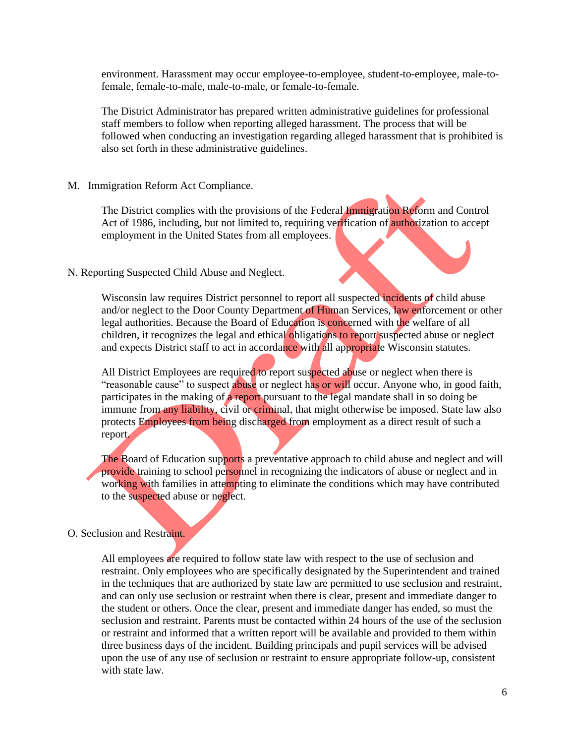environment. Harassment may occur employee-to-employee, student-to-employee, male-to-female, female-to-male, male-to-male, or female-to-female.

The District Administrator has prepared written administrative guidelines for professional staff members to follow when reporting alleged harassment. The process that will be followed when conducting an investigation regarding alleged harassment that is prohibited is also set forth in these administrative guidelines.

M. Immigration Reform Act Compliance.

The District complies with the provisions of the Federal Immigration Reform and Control Act of 1986, including, but not limited to, requiring verification of authorization to accept employment in the United States from all employees.

N. Reporting Suspected Child Abuse and Neglect.

Wisconsin law requires District personnel to report all suspected incidents of child abuse and/or neglect to the Door County Department of Human Services, law enforcement or other legal authorities. Because the Board of Education is concerned with the welfare of all children, it recognizes the legal and ethical obligations to report suspected abuse or neglect and expects District staff to act in accordance with all appropriate Wisconsin statutes.

All District Employees are required to report suspected abuse or neglect when there is "reasonable cause" to suspect abuse or neglect has or will occur. Anyone who, in good faith, participates in the making of a report pursuant to the legal mandate shall in so doing be immune from any liability, civil or criminal, that might otherwise be imposed. State law also protects Employees from being discharged from employment as a direct result of such a report.

The Board of Education supports a preventative approach to child abuse and neglect and will provide training to school personnel in recognizing the indicators of abuse or neglect and in working with families in attempting to eliminate the conditions which may have contributed to the suspected abuse or neglect.

O. Seclusion and Restraint.

All employees are required to follow state law with respect to the use of seclusion and restraint. Only employees who are specifically designated by the Superintendent and trained in the techniques that are authorized by state law are permitted to use seclusion and restraint, and can only use seclusion or restraint when there is clear, present and immediate danger to the student or others. Once the clear, present and immediate danger has ended, so must the seclusion and restraint. Parents must be contacted within 24 hours of the use of the seclusion or restraint and informed that a written report will be available and provided to them within three business days of the incident. Building principals and pupil services will be advised upon the use of any use of seclusion or restraint to ensure appropriate follow-up, consistent with state law.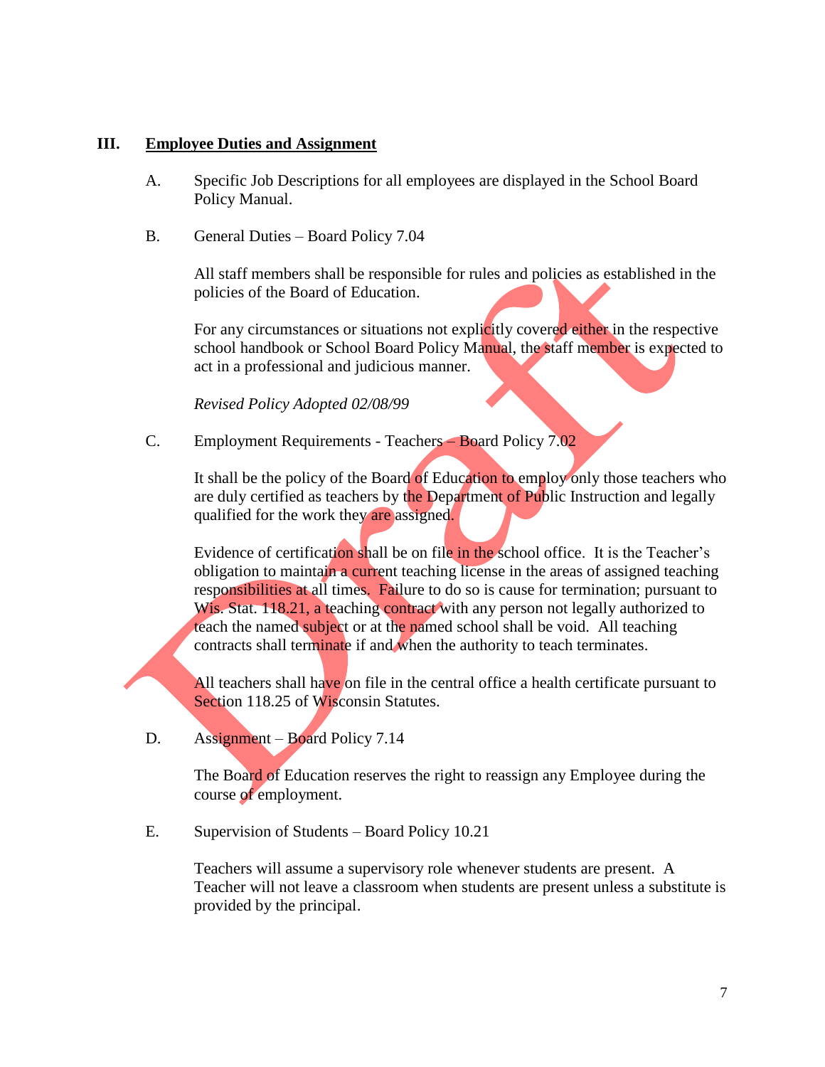## III. Employee Duties and Assignment

A. Specific Job Descriptions for all employees are displayed in the School Board Policy Manual.

B. General Duties – Board Policy 7.04

All staff members shall be responsible for rules and policies as established in the policies of the Board of Education.

For any circumstances or situations not explicitly covered either in the respective school handbook or School Board Policy Manual, the staff member is expected to act in a professional and judicious manner.

*Revised Policy Adopted 02/08/99*

C. Employment Requirements - Teachers – Board Policy 7.02

It shall be the policy of the Board of Education to employ only those teachers who are duly certified as teachers by the Department of Public Instruction and legally qualified for the work they are assigned.

Evidence of certification shall be on file in the school office. It is the Teacher's obligation to maintain a current teaching license in the areas of assigned teaching responsibilities at all times. Failure to do so is cause for termination; pursuant to Wis. Stat. 118.21, a teaching contract with any person not legally authorized to teach the named subject or at the named school shall be void. All teaching contracts shall terminate if and when the authority to teach terminates.

All teachers shall have on file in the central office a health certificate pursuant to Section 118.25 of Wisconsin Statutes.

D. Assignment – Board Policy 7.14

The Board of Education reserves the right to reassign any Employee during the course of employment.

E. Supervision of Students – Board Policy 10.21

Teachers will assume a supervisory role whenever students are present. A Teacher will not leave a classroom when students are present unless a substitute is provided by the principal.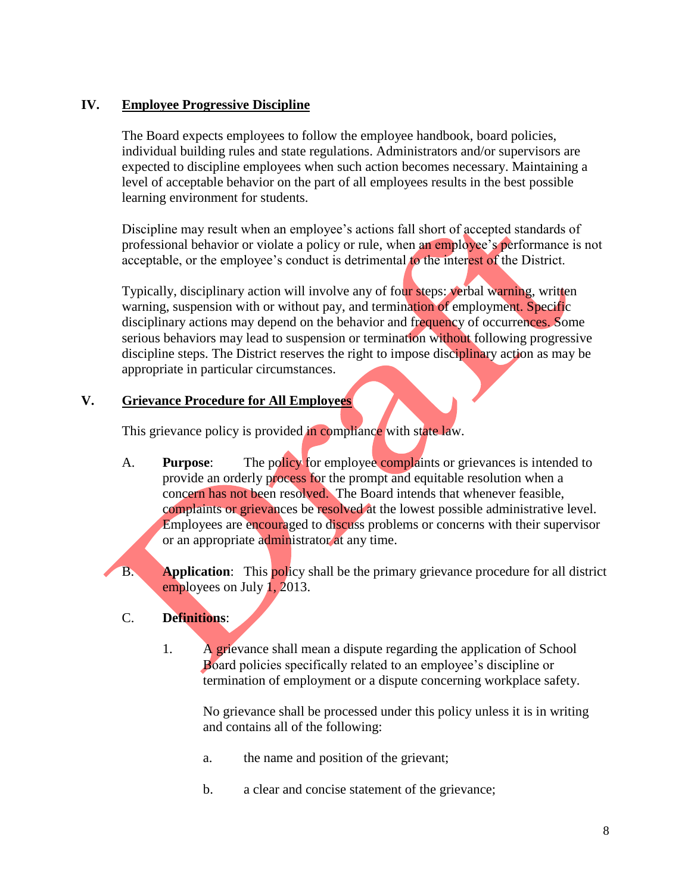## IV. Employee Progressive Discipline

The Board expects employees to follow the employee handbook, board policies, individual building rules and state regulations. Administrators and/or supervisors are expected to discipline employees when such action becomes necessary. Maintaining a level of acceptable behavior on the part of all employees results in the best possible learning environment for students.

Discipline may result when an employee's actions fall short of accepted standards of professional behavior or violate a policy or rule, when an employee's performance is not acceptable, or the employee's conduct is detrimental to the interest of the District.

Typically, disciplinary action will involve any of four steps: verbal warning, written warning, suspension with or without pay, and termination of employment. Specific disciplinary actions may depend on the behavior and frequency of occurrences. Some serious behaviors may lead to suspension or termination without following progressive discipline steps. The District reserves the right to impose disciplinary action as may be appropriate in particular circumstances.

## V. Grievance Procedure for All Employees

This grievance policy is provided in compliance with state law.

A. **Purpose**: The policy for employee complaints or grievances is intended to provide an orderly process for the prompt and equitable resolution when a concern has not been resolved. The Board intends that whenever feasible, complaints or grievances be resolved at the lowest possible administrative level. Employees are encouraged to discuss problems or concerns with their supervisor or an appropriate administrator at any time.

B. **Application**: This policy shall be the primary grievance procedure for all district employees on July 1, 2013.

C. **Definitions**:

1. A grievance shall mean a dispute regarding the application of School Board policies specifically related to an employee's discipline or termination of employment or a dispute concerning workplace safety.

   No grievance shall be processed under this policy unless it is in writing and contains all of the following:

   a. the name and position of the grievant;

   b. a clear and concise statement of the grievance;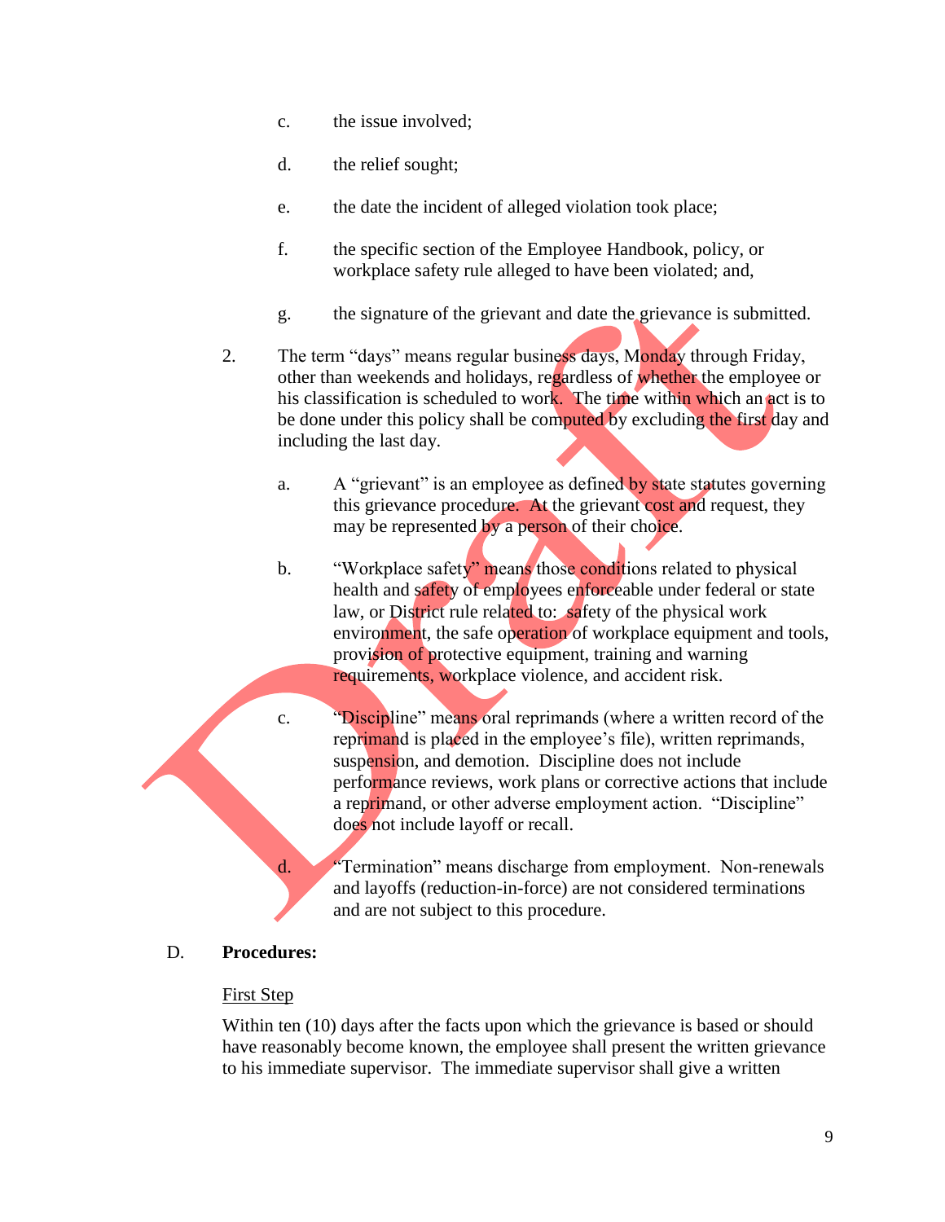c. the issue involved;

d. the relief sought;

e. the date the incident of alleged violation took place;

f. the specific section of the Employee Handbook, policy, or workplace safety rule alleged to have been violated; and,

g. the signature of the grievant and date the grievance is submitted.

2. The term "days" means regular business days, Monday through Friday, other than weekends and holidays, regardless of whether the employee or his classification is scheduled to work. The time within which an act is to be done under this policy shall be computed by excluding the first day and including the last day.

   a. A "grievant" is an employee as defined by state statutes governing this grievance procedure. At the grievant cost and request, they may be represented by a person of their choice.

   b. "Workplace safety" means those conditions related to physical health and safety of employees enforceable under federal or state law, or District rule related to: safety of the physical work environment, the safe operation of workplace equipment and tools, provision of protective equipment, training and warning requirements, workplace violence, and accident risk.

   c. "Discipline" means oral reprimands (where a written record of the reprimand is placed in the employee's file), written reprimands, suspension, and demotion. Discipline does not include performance reviews, work plans or corrective actions that include a reprimand, or other adverse employment action. "Discipline" does not include layoff or recall.

   d. "Termination" means discharge from employment. Non-renewals and layoffs (reduction-in-force) are not considered terminations and are not subject to this procedure.

D. **Procedures:**

<u>First Step</u>

Within ten (10) days after the facts upon which the grievance is based or should have reasonably become known, the employee shall present the written grievance to his immediate supervisor. The immediate supervisor shall give a written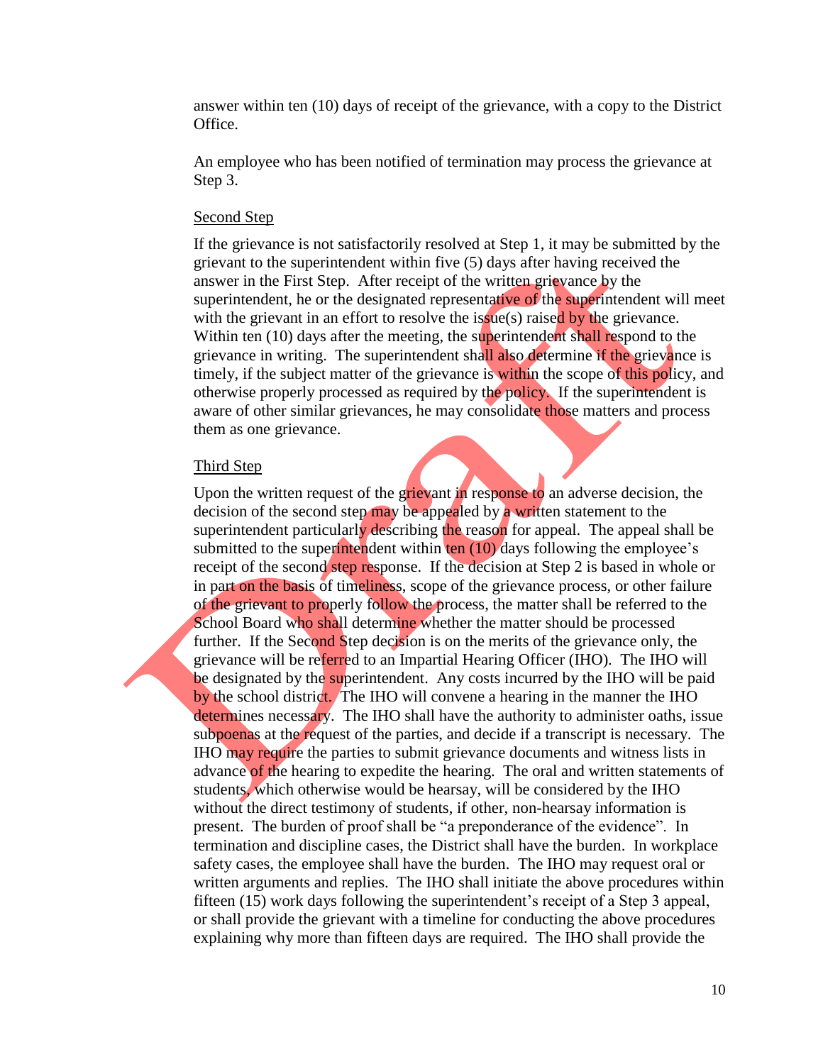answer within ten (10) days of receipt of the grievance, with a copy to the District Office.

An employee who has been notified of termination may process the grievance at Step 3.

Second Step

If the grievance is not satisfactorily resolved at Step 1, it may be submitted by the grievant to the superintendent within five (5) days after having received the answer in the First Step. After receipt of the written grievance by the superintendent, he or the designated representative of the superintendent will meet with the grievant in an effort to resolve the issue(s) raised by the grievance. Within ten (10) days after the meeting, the superintendent shall respond to the grievance in writing. The superintendent shall also determine if the grievance is timely, if the subject matter of the grievance is within the scope of this policy, and otherwise properly processed as required by the policy. If the superintendent is aware of other similar grievances, he may consolidate those matters and process them as one grievance.

Third Step

Upon the written request of the grievant in response to an adverse decision, the decision of the second step may be appealed by a written statement to the superintendent particularly describing the reason for appeal. The appeal shall be submitted to the superintendent within ten (10) days following the employee's receipt of the second step response. If the decision at Step 2 is based in whole or in part on the basis of timeliness, scope of the grievance process, or other failure of the grievant to properly follow the process, the matter shall be referred to the School Board who shall determine whether the matter should be processed further. If the Second Step decision is on the merits of the grievance only, the grievance will be referred to an Impartial Hearing Officer (IHO). The IHO will be designated by the superintendent. Any costs incurred by the IHO will be paid by the school district. The IHO will convene a hearing in the manner the IHO determines necessary. The IHO shall have the authority to administer oaths, issue subpoenas at the request of the parties, and decide if a transcript is necessary. The IHO may require the parties to submit grievance documents and witness lists in advance of the hearing to expedite the hearing. The oral and written statements of students, which otherwise would be hearsay, will be considered by the IHO without the direct testimony of students, if other, non-hearsay information is present. The burden of proof shall be "a preponderance of the evidence". In termination and discipline cases, the District shall have the burden. In workplace safety cases, the employee shall have the burden. The IHO may request oral or written arguments and replies. The IHO shall initiate the above procedures within fifteen (15) work days following the superintendent's receipt of a Step 3 appeal, or shall provide the grievant with a timeline for conducting the above procedures explaining why more than fifteen days are required. The IHO shall provide the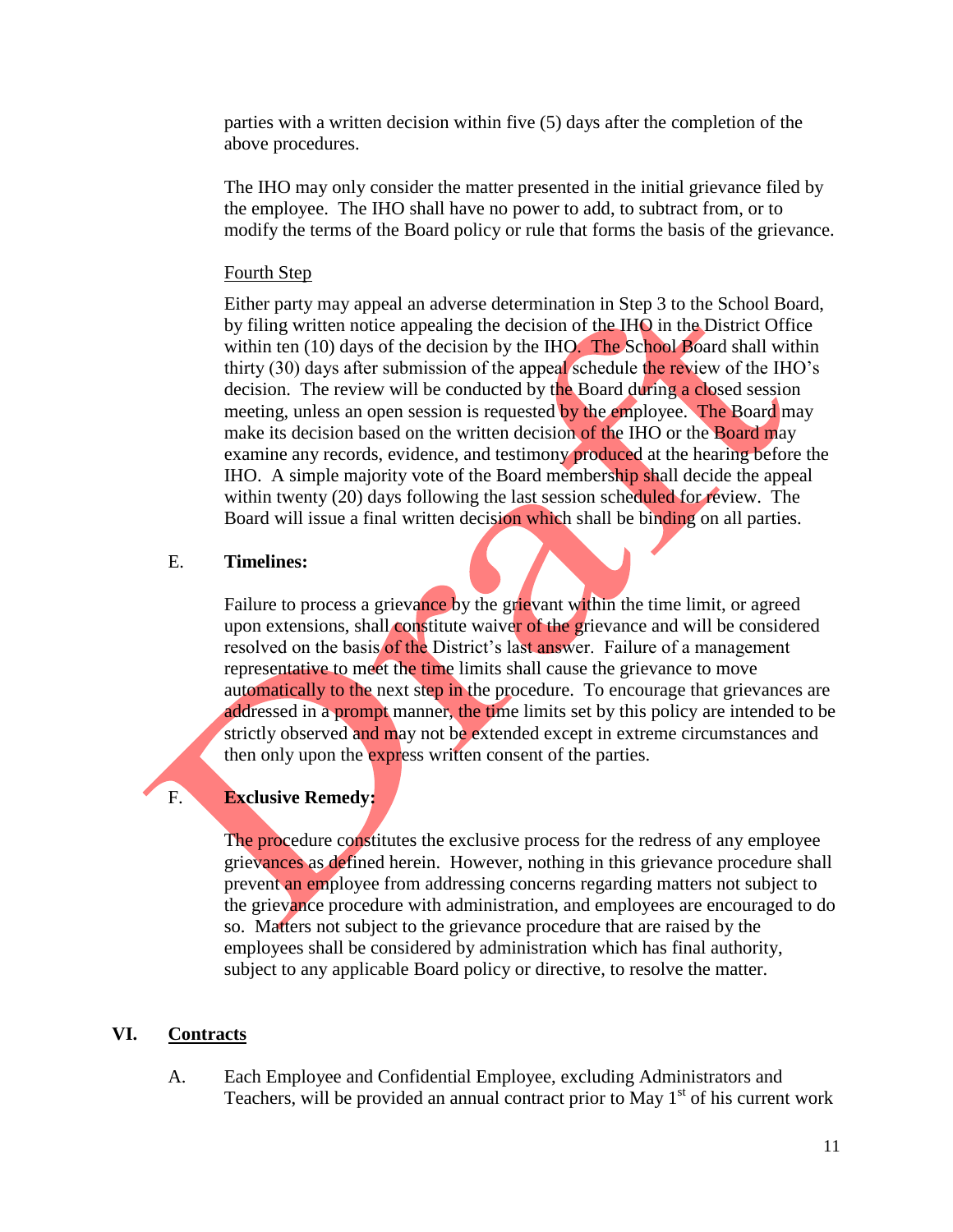parties with a written decision within five (5) days after the completion of the above procedures.

The IHO may only consider the matter presented in the initial grievance filed by the employee. The IHO shall have no power to add, to subtract from, or to modify the terms of the Board policy or rule that forms the basis of the grievance.

Fourth Step

Either party may appeal an adverse determination in Step 3 to the School Board, by filing written notice appealing the decision of the IHO in the District Office within ten (10) days of the decision by the IHO. The School Board shall within thirty (30) days after submission of the appeal schedule the review of the IHO's decision. The review will be conducted by the Board during a closed session meeting, unless an open session is requested by the employee. The Board may make its decision based on the written decision of the IHO or the Board may examine any records, evidence, and testimony produced at the hearing before the IHO. A simple majority vote of the Board membership shall decide the appeal within twenty (20) days following the last session scheduled for review. The Board will issue a final written decision which shall be binding on all parties.

E. **Timelines:**

Failure to process a grievance by the grievant within the time limit, or agreed upon extensions, shall constitute waiver of the grievance and will be considered resolved on the basis of the District's last answer. Failure of a management representative to meet the time limits shall cause the grievance to move automatically to the next step in the procedure. To encourage that grievances are addressed in a prompt manner, the time limits set by this policy are intended to be strictly observed and may not be extended except in extreme circumstances and then only upon the express written consent of the parties.

F. **Exclusive Remedy:**

The procedure constitutes the exclusive process for the redress of any employee grievances as defined herein. However, nothing in this grievance procedure shall prevent an employee from addressing concerns regarding matters not subject to the grievance procedure with administration, and employees are encouraged to do so. Matters not subject to the grievance procedure that are raised by the employees shall be considered by administration which has final authority, subject to any applicable Board policy or directive, to resolve the matter.

## VI. Contracts

A. Each Employee and Confidential Employee, excluding Administrators and Teachers, will be provided an annual contract prior to May 1st of his current work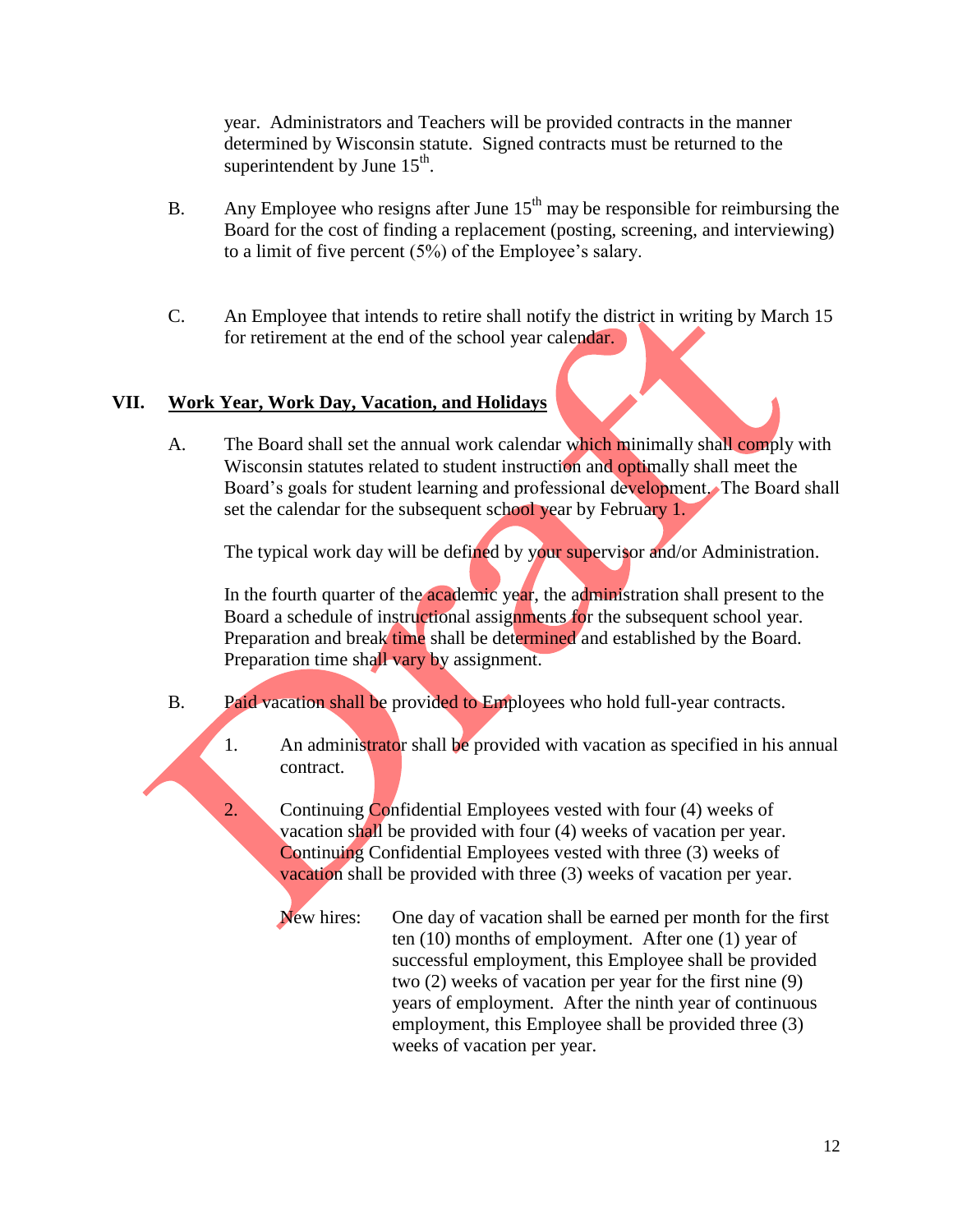year. Administrators and Teachers will be provided contracts in the manner determined by Wisconsin statute. Signed contracts must be returned to the superintendent by June 15th.

B. Any Employee who resigns after June 15th may be responsible for reimbursing the Board for the cost of finding a replacement (posting, screening, and interviewing) to a limit of five percent (5%) of the Employee's salary.

C. An Employee that intends to retire shall notify the district in writing by March 15 for retirement at the end of the school year calendar.

## VII. Work Year, Work Day, Vacation, and Holidays

A. The Board shall set the annual work calendar which minimally shall comply with Wisconsin statutes related to student instruction and optimally shall meet the Board's goals for student learning and professional development. The Board shall set the calendar for the subsequent school year by February 1.

The typical work day will be defined by your supervisor and/or Administration.

In the fourth quarter of the academic year, the administration shall present to the Board a schedule of instructional assignments for the subsequent school year. Preparation and break time shall be determined and established by the Board. Preparation time shall vary by assignment.

B. Paid vacation shall be provided to Employees who hold full-year contracts.

1. An administrator shall be provided with vacation as specified in his annual contract.

2. Continuing Confidential Employees vested with four (4) weeks of vacation shall be provided with four (4) weeks of vacation per year. Continuing Confidential Employees vested with three (3) weeks of vacation shall be provided with three (3) weeks of vacation per year.

   New hires: One day of vacation shall be earned per month for the first ten (10) months of employment. After one (1) year of successful employment, this Employee shall be provided two (2) weeks of vacation per year for the first nine (9) years of employment. After the ninth year of continuous employment, this Employee shall be provided three (3) weeks of vacation per year.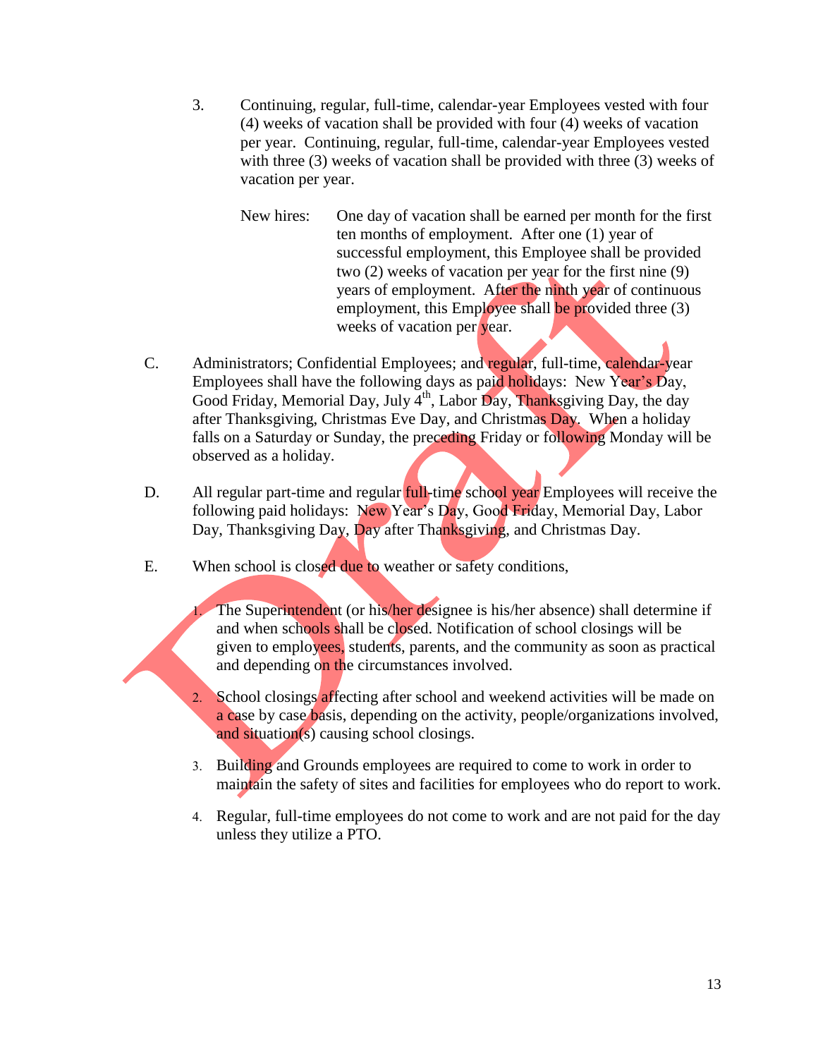3. Continuing, regular, full-time, calendar-year Employees vested with four (4) weeks of vacation shall be provided with four (4) weeks of vacation per year. Continuing, regular, full-time, calendar-year Employees vested with three (3) weeks of vacation shall be provided with three (3) weeks of vacation per year.

   New hires: One day of vacation shall be earned per month for the first ten months of employment. After one (1) year of successful employment, this Employee shall be provided two (2) weeks of vacation per year for the first nine (9) years of employment. After the ninth year of continuous employment, this Employee shall be provided three (3) weeks of vacation per year.

C. Administrators; Confidential Employees; and regular, full-time, calendar-year Employees shall have the following days as paid holidays: New Year's Day, Good Friday, Memorial Day, July 4th, Labor Day, Thanksgiving Day, the day after Thanksgiving, Christmas Eve Day, and Christmas Day. When a holiday falls on a Saturday or Sunday, the preceding Friday or following Monday will be observed as a holiday.

D. All regular part-time and regular full-time school year Employees will receive the following paid holidays: New Year's Day, Good Friday, Memorial Day, Labor Day, Thanksgiving Day, Day after Thanksgiving, and Christmas Day.

E. When school is closed due to weather or safety conditions,

   1. The Superintendent (or his/her designee is his/her absence) shall determine if and when schools shall be closed. Notification of school closings will be given to employees, students, parents, and the community as soon as practical and depending on the circumstances involved.

   2. School closings affecting after school and weekend activities will be made on a case by case basis, depending on the activity, people/organizations involved, and situation(s) causing school closings.

   3. Building and Grounds employees are required to come to work in order to maintain the safety of sites and facilities for employees who do report to work.

   4. Regular, full-time employees do not come to work and are not paid for the day unless they utilize a PTO.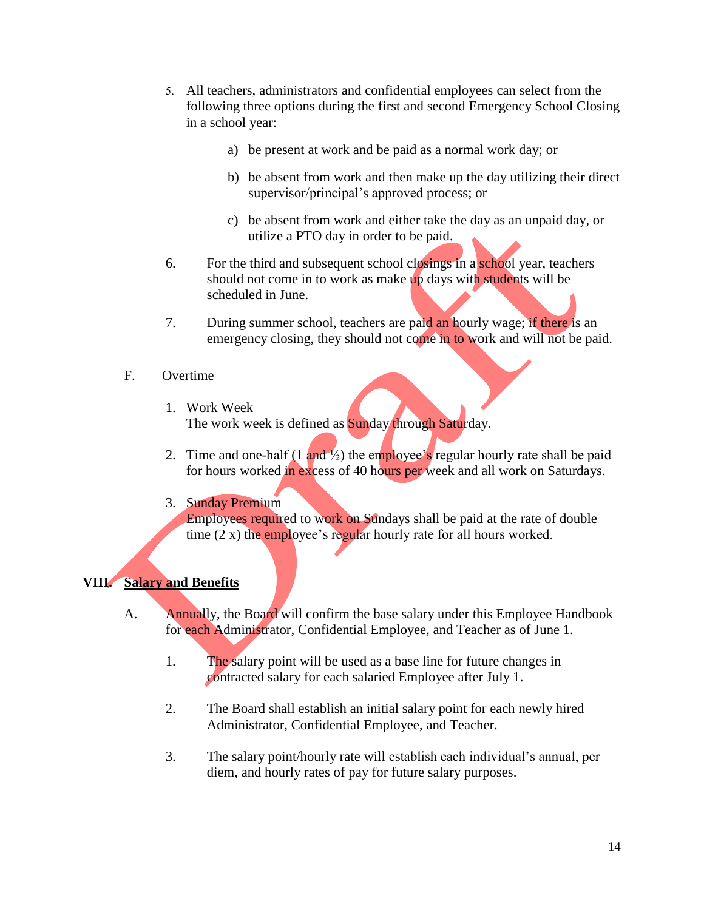5. All teachers, administrators and confidential employees can select from the following three options during the first and second Emergency School Closing in a school year:

    a) be present at work and be paid as a normal work day; or

    b) be absent from work and then make up the day utilizing their direct supervisor/principal's approved process; or

    c) be absent from work and either take the day as an unpaid day, or utilize a PTO day in order to be paid.

6. For the third and subsequent school closings in a school year, teachers should not come in to work as make up days with students will be scheduled in June.

7. During summer school, teachers are paid an hourly wage; if there is an emergency closing, they should not come in to work and will not be paid.

F. Overtime

1. Work Week
The work week is defined as Sunday through Saturday.

2. Time and one-half (1 and ½) the employee's regular hourly rate shall be paid for hours worked in excess of 40 hours per week and all work on Saturdays.

3. Sunday Premium
Employees required to work on Sundays shall be paid at the rate of double time (2 x) the employee's regular hourly rate for all hours worked.

## VIII. **<u>Salary and Benefits</u>**

A. Annually, the Board will confirm the base salary under this Employee Handbook for each Administrator, Confidential Employee, and Teacher as of June 1.

1. The salary point will be used as a base line for future changes in contracted salary for each salaried Employee after July 1.

2. The Board shall establish an initial salary point for each newly hired Administrator, Confidential Employee, and Teacher.

3. The salary point/hourly rate will establish each individual's annual, per diem, and hourly rates of pay for future salary purposes.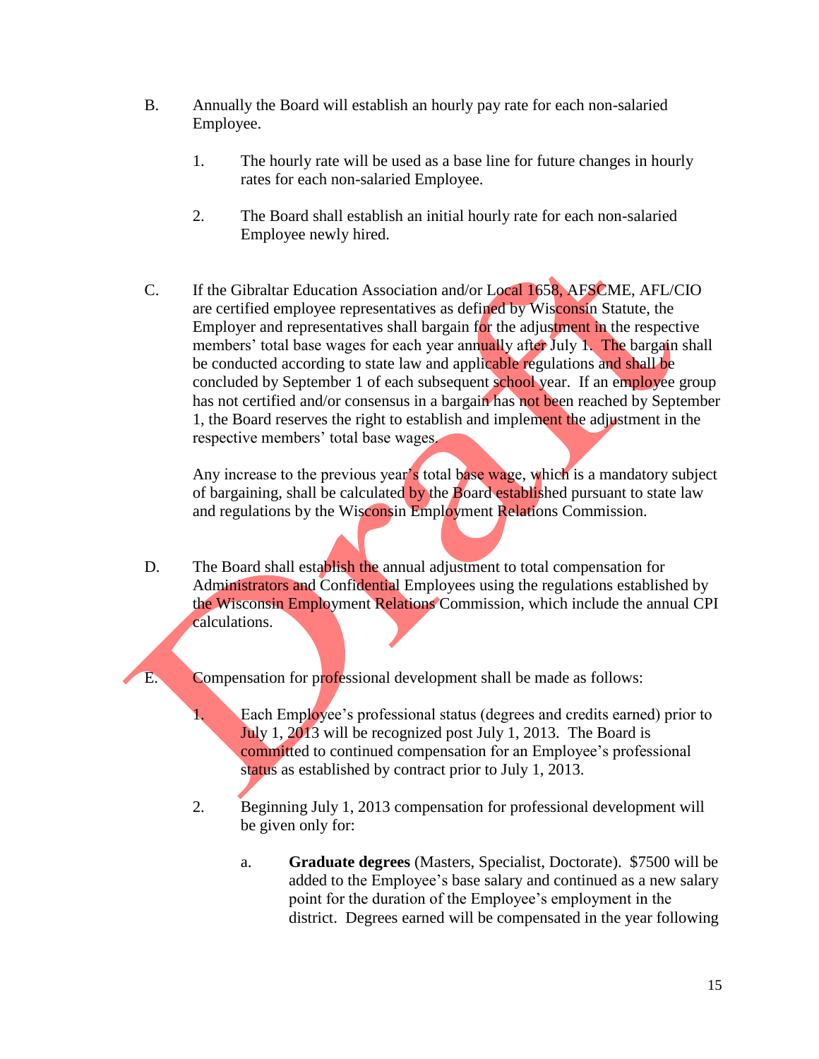B. Annually the Board will establish an hourly pay rate for each non-salaried Employee.

1. The hourly rate will be used as a base line for future changes in hourly rates for each non-salaried Employee.

2. The Board shall establish an initial hourly rate for each non-salaried Employee newly hired.

C. If the Gibraltar Education Association and/or Local 1658, AFSCME, AFL/CIO are certified employee representatives as defined by Wisconsin Statute, the Employer and representatives shall bargain for the adjustment in the respective members' total base wages for each year annually after July 1. The bargain shall be conducted according to state law and applicable regulations and shall be concluded by September 1 of each subsequent school year. If an employee group has not certified and/or consensus in a bargain has not been reached by September 1, the Board reserves the right to establish and implement the adjustment in the respective members' total base wages.

Any increase to the previous year's total base wage, which is a mandatory subject of bargaining, shall be calculated by the Board established pursuant to state law and regulations by the Wisconsin Employment Relations Commission.

D. The Board shall establish the annual adjustment to total compensation for Administrators and Confidential Employees using the regulations established by the Wisconsin Employment Relations Commission, which include the annual CPI calculations.

E. Compensation for professional development shall be made as follows:

1. Each Employee's professional status (degrees and credits earned) prior to July 1, 2013 will be recognized post July 1, 2013. The Board is committed to continued compensation for an Employee's professional status as established by contract prior to July 1, 2013.

2. Beginning July 1, 2013 compensation for professional development will be given only for:

a. **Graduate degrees** (Masters, Specialist, Doctorate). $7500 will be added to the Employee's base salary and continued as a new salary point for the duration of the Employee's employment in the district. Degrees earned will be compensated in the year following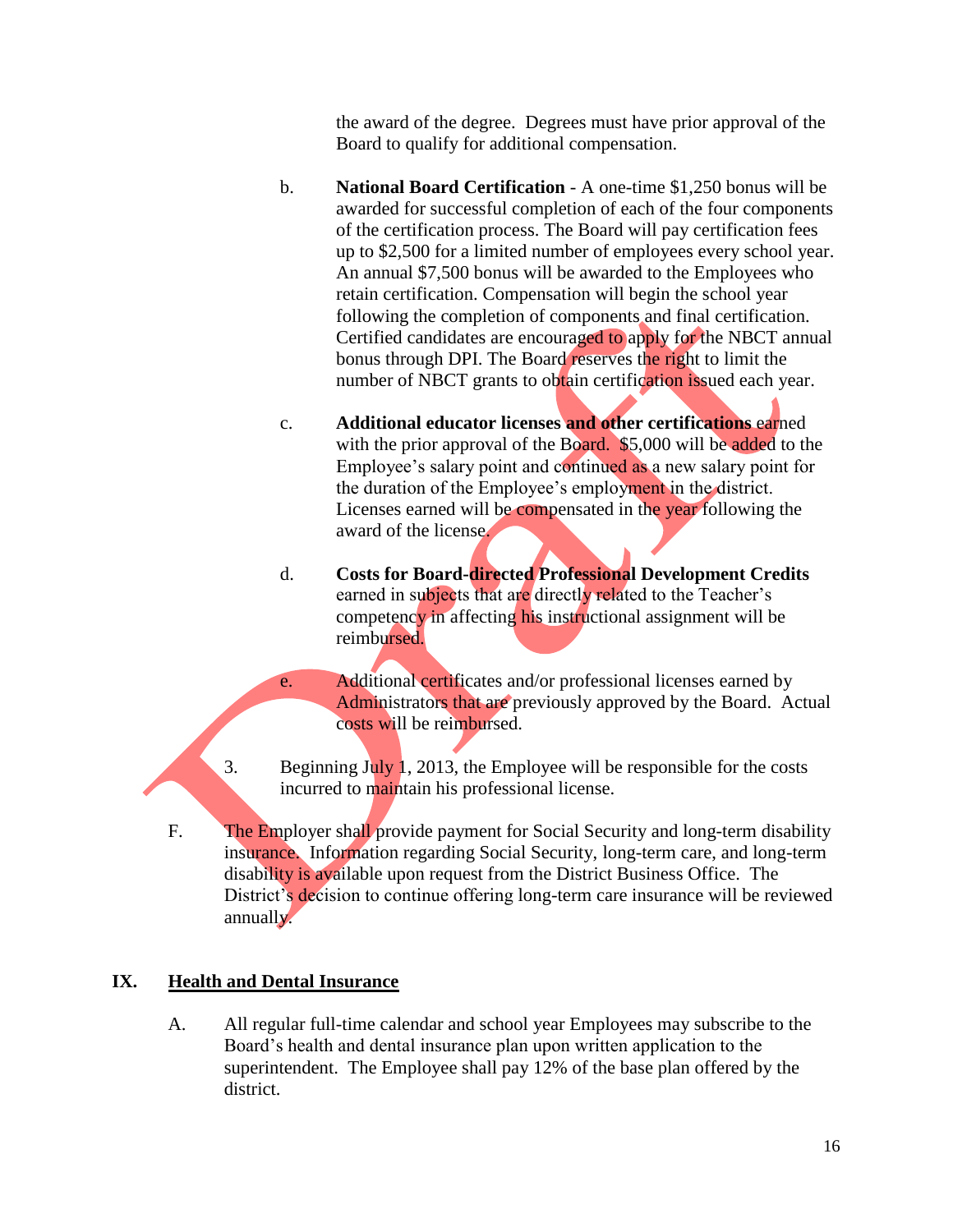the award of the degree. Degrees must have prior approval of the Board to qualify for additional compensation.

b. **National Board Certification** - A one-time $1,250 bonus will be awarded for successful completion of each of the four components of the certification process. The Board will pay certification fees up to $2,500 for a limited number of employees every school year. An annual $7,500 bonus will be awarded to the Employees who retain certification. Compensation will begin the school year following the completion of components and final certification. Certified candidates are encouraged to apply for the NBCT annual bonus through DPI. The Board reserves the right to limit the number of NBCT grants to obtain certification issued each year.

c. **Additional educator licenses and other certifications** earned with the prior approval of the Board. $5,000 will be added to the Employee's salary point and continued as a new salary point for the duration of the Employee's employment in the district. Licenses earned will be compensated in the year following the award of the license.

d. **Costs for Board-directed Professional Development Credits** earned in subjects that are directly related to the Teacher's competency in affecting his instructional assignment will be reimbursed.

e. Additional certificates and/or professional licenses earned by Administrators that are previously approved by the Board. Actual costs will be reimbursed.

3. Beginning July 1, 2013, the Employee will be responsible for the costs incurred to maintain his professional license.

F. The Employer shall provide payment for Social Security and long-term disability insurance. Information regarding Social Security, long-term care, and long-term disability is available upon request from the District Business Office. The District's decision to continue offering long-term care insurance will be reviewed annually.

## IX. Health and Dental Insurance

A. All regular full-time calendar and school year Employees may subscribe to the Board's health and dental insurance plan upon written application to the superintendent. The Employee shall pay 12% of the base plan offered by the district.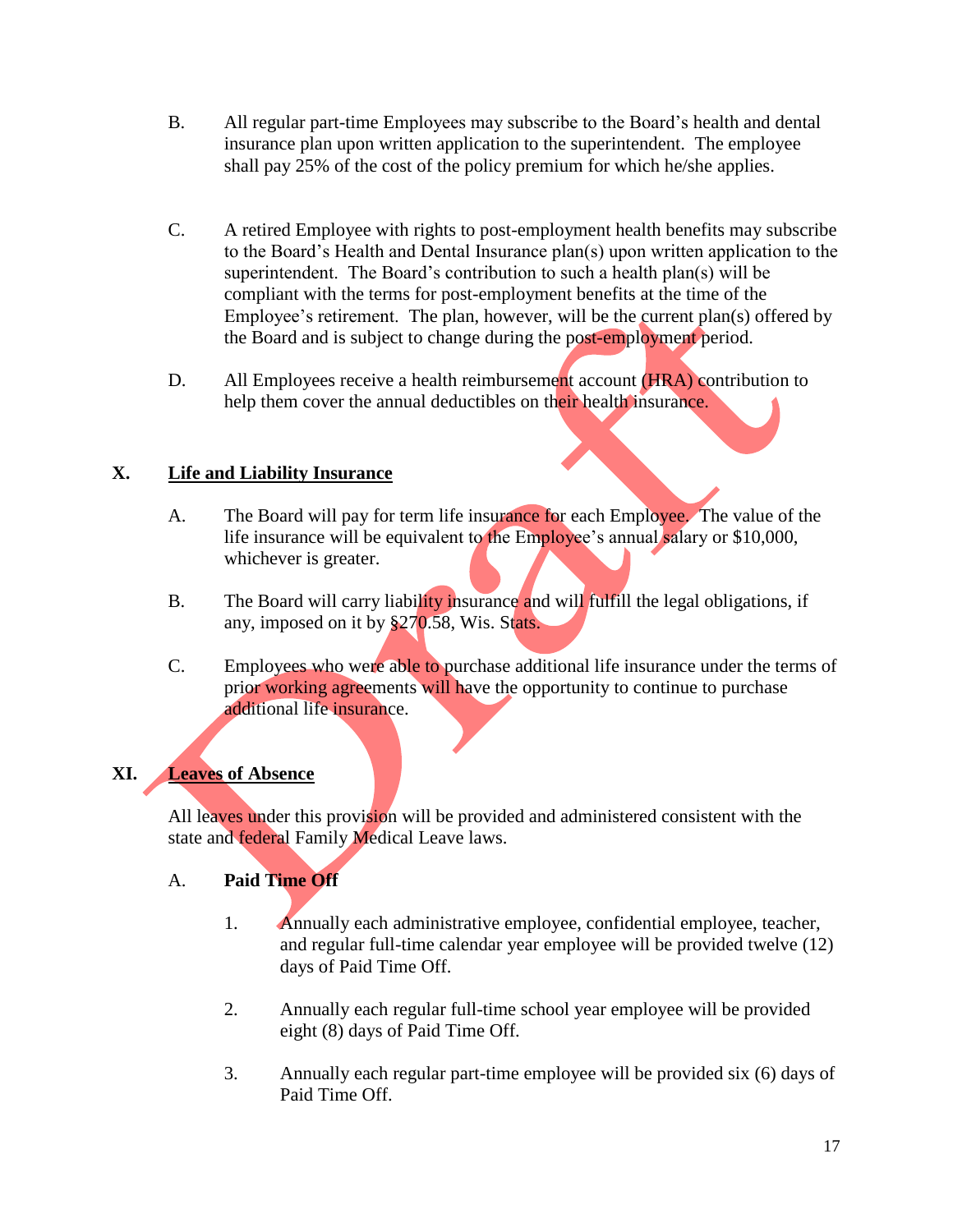B. All regular part-time Employees may subscribe to the Board's health and dental insurance plan upon written application to the superintendent. The employee shall pay 25% of the cost of the policy premium for which he/she applies.

C. A retired Employee with rights to post-employment health benefits may subscribe to the Board's Health and Dental Insurance plan(s) upon written application to the superintendent. The Board's contribution to such a health plan(s) will be compliant with the terms for post-employment benefits at the time of the Employee's retirement. The plan, however, will be the current plan(s) offered by the Board and is subject to change during the post-employment period.

D. All Employees receive a health reimbursement account (HRA) contribution to help them cover the annual deductibles on their health insurance.

## X. Life and Liability Insurance

A. The Board will pay for term life insurance for each Employee. The value of the life insurance will be equivalent to the Employee's annual salary or $10,000, whichever is greater.

B. The Board will carry liability insurance and will fulfill the legal obligations, if any, imposed on it by §270.58, Wis. Stats.

C. Employees who were able to purchase additional life insurance under the terms of prior working agreements will have the opportunity to continue to purchase additional life insurance.

## XI. Leaves of Absence

All leaves under this provision will be provided and administered consistent with the state and federal Family Medical Leave laws.

### A. Paid Time Off

1. Annually each administrative employee, confidential employee, teacher, and regular full-time calendar year employee will be provided twelve (12) days of Paid Time Off.

2. Annually each regular full-time school year employee will be provided eight (8) days of Paid Time Off.

3. Annually each regular part-time employee will be provided six (6) days of Paid Time Off.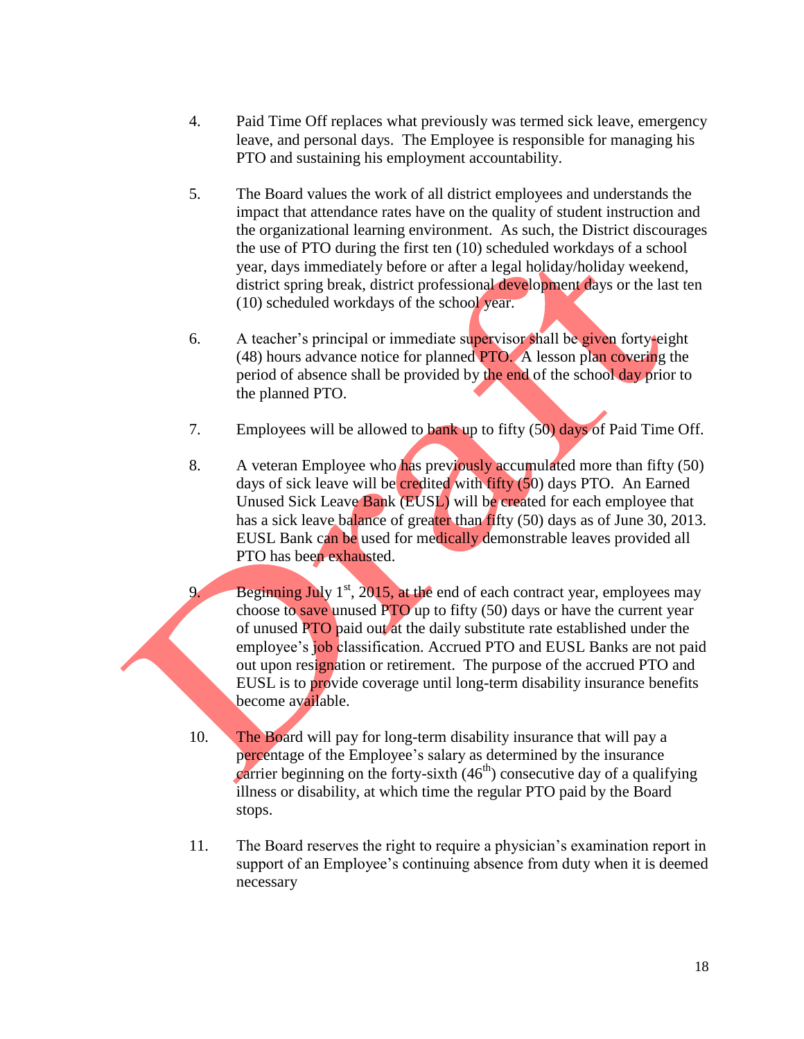4. Paid Time Off replaces what previously was termed sick leave, emergency leave, and personal days. The Employee is responsible for managing his PTO and sustaining his employment accountability.

5. The Board values the work of all district employees and understands the impact that attendance rates have on the quality of student instruction and the organizational learning environment. As such, the District discourages the use of PTO during the first ten (10) scheduled workdays of a school year, days immediately before or after a legal holiday/holiday weekend, district spring break, district professional development days or the last ten (10) scheduled workdays of the school year.

6. A teacher's principal or immediate supervisor shall be given forty-eight (48) hours advance notice for planned PTO. A lesson plan covering the period of absence shall be provided by the end of the school day prior to the planned PTO.

7. Employees will be allowed to bank up to fifty (50) days of Paid Time Off.

8. A veteran Employee who has previously accumulated more than fifty (50) days of sick leave will be credited with fifty (50) days PTO. An Earned Unused Sick Leave Bank (EUSL) will be created for each employee that has a sick leave balance of greater than fifty (50) days as of June 30, 2013. EUSL Bank can be used for medically demonstrable leaves provided all PTO has been exhausted.

9. Beginning July 1st, 2015, at the end of each contract year, employees may choose to save unused PTO up to fifty (50) days or have the current year of unused PTO paid out at the daily substitute rate established under the employee's job classification. Accrued PTO and EUSL Banks are not paid out upon resignation or retirement. The purpose of the accrued PTO and EUSL is to provide coverage until long-term disability insurance benefits become available.

10. The Board will pay for long-term disability insurance that will pay a percentage of the Employee's salary as determined by the insurance carrier beginning on the forty-sixth (46th) consecutive day of a qualifying illness or disability, at which time the regular PTO paid by the Board stops.

11. The Board reserves the right to require a physician's examination report in support of an Employee's continuing absence from duty when it is deemed necessary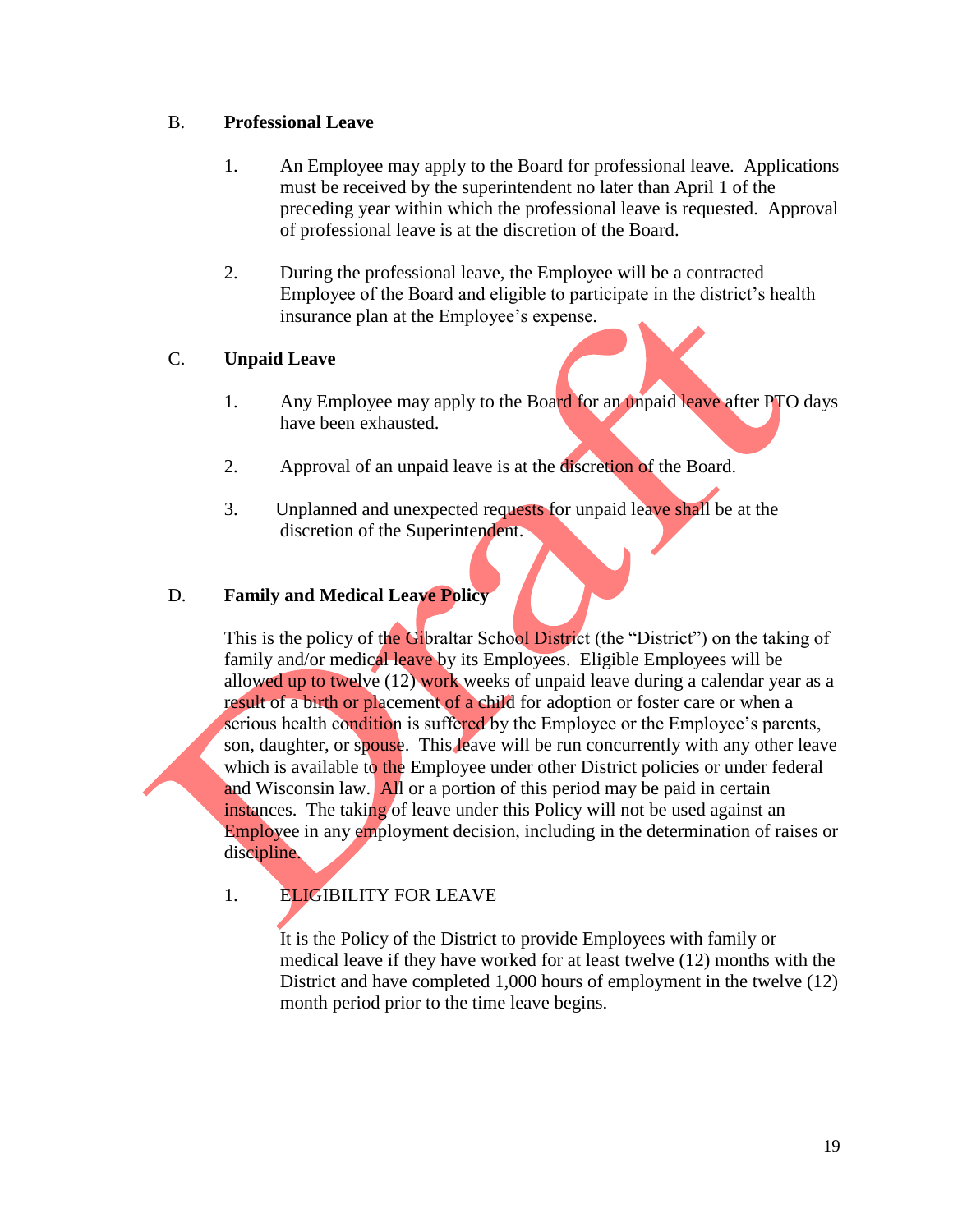### B. Professional Leave

1. An Employee may apply to the Board for professional leave. Applications must be received by the superintendent no later than April 1 of the preceding year within which the professional leave is requested. Approval of professional leave is at the discretion of the Board.

2. During the professional leave, the Employee will be a contracted Employee of the Board and eligible to participate in the district's health insurance plan at the Employee's expense.

### C. Unpaid Leave

1. Any Employee may apply to the Board for an unpaid leave after PTO days have been exhausted.

2. Approval of an unpaid leave is at the discretion of the Board.

3. Unplanned and unexpected requests for unpaid leave shall be at the discretion of the Superintendent.

### D. Family and Medical Leave Policy

This is the policy of the Gibraltar School District (the "District") on the taking of family and/or medical leave by its Employees. Eligible Employees will be allowed up to twelve (12) work weeks of unpaid leave during a calendar year as a result of a birth or placement of a child for adoption or foster care or when a serious health condition is suffered by the Employee or the Employee's parents, son, daughter, or spouse. This leave will be run concurrently with any other leave which is available to the Employee under other District policies or under federal and Wisconsin law. All or a portion of this period may be paid in certain instances. The taking of leave under this Policy will not be used against an Employee in any employment decision, including in the determination of raises or discipline.

1. ELIGIBILITY FOR LEAVE

   It is the Policy of the District to provide Employees with family or medical leave if they have worked for at least twelve (12) months with the District and have completed 1,000 hours of employment in the twelve (12) month period prior to the time leave begins.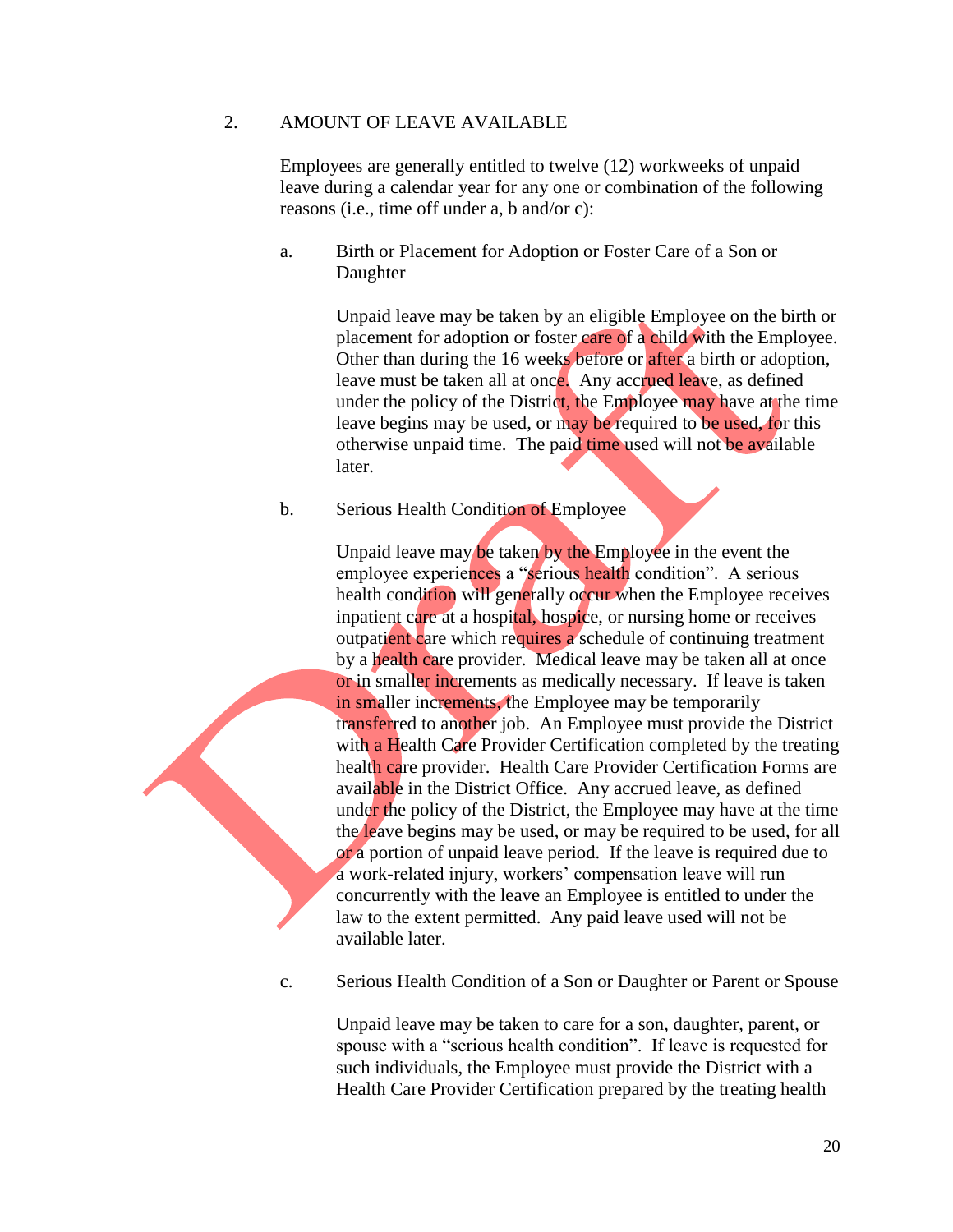## 2. AMOUNT OF LEAVE AVAILABLE

Employees are generally entitled to twelve (12) workweeks of unpaid leave during a calendar year for any one or combination of the following reasons (i.e., time off under a, b and/or c):

a. Birth or Placement for Adoption or Foster Care of a Son or Daughter

Unpaid leave may be taken by an eligible Employee on the birth or placement for adoption or foster care of a child with the Employee. Other than during the 16 weeks before or after a birth or adoption, leave must be taken all at once. Any accrued leave, as defined under the policy of the District, the Employee may have at the time leave begins may be used, or may be required to be used, for this otherwise unpaid time. The paid time used will not be available later.

b. Serious Health Condition of Employee

Unpaid leave may be taken by the Employee in the event the employee experiences a "serious health condition". A serious health condition will generally occur when the Employee receives inpatient care at a hospital, hospice, or nursing home or receives outpatient care which requires a schedule of continuing treatment by a health care provider. Medical leave may be taken all at once or in smaller increments as medically necessary. If leave is taken in smaller increments, the Employee may be temporarily transferred to another job. An Employee must provide the District with a Health Care Provider Certification completed by the treating health care provider. Health Care Provider Certification Forms are available in the District Office. Any accrued leave, as defined under the policy of the District, the Employee may have at the time the leave begins may be used, or may be required to be used, for all or a portion of unpaid leave period. If the leave is required due to a work-related injury, workers' compensation leave will run concurrently with the leave an Employee is entitled to under the law to the extent permitted. Any paid leave used will not be available later.

c. Serious Health Condition of a Son or Daughter or Parent or Spouse

Unpaid leave may be taken to care for a son, daughter, parent, or spouse with a "serious health condition". If leave is requested for such individuals, the Employee must provide the District with a Health Care Provider Certification prepared by the treating health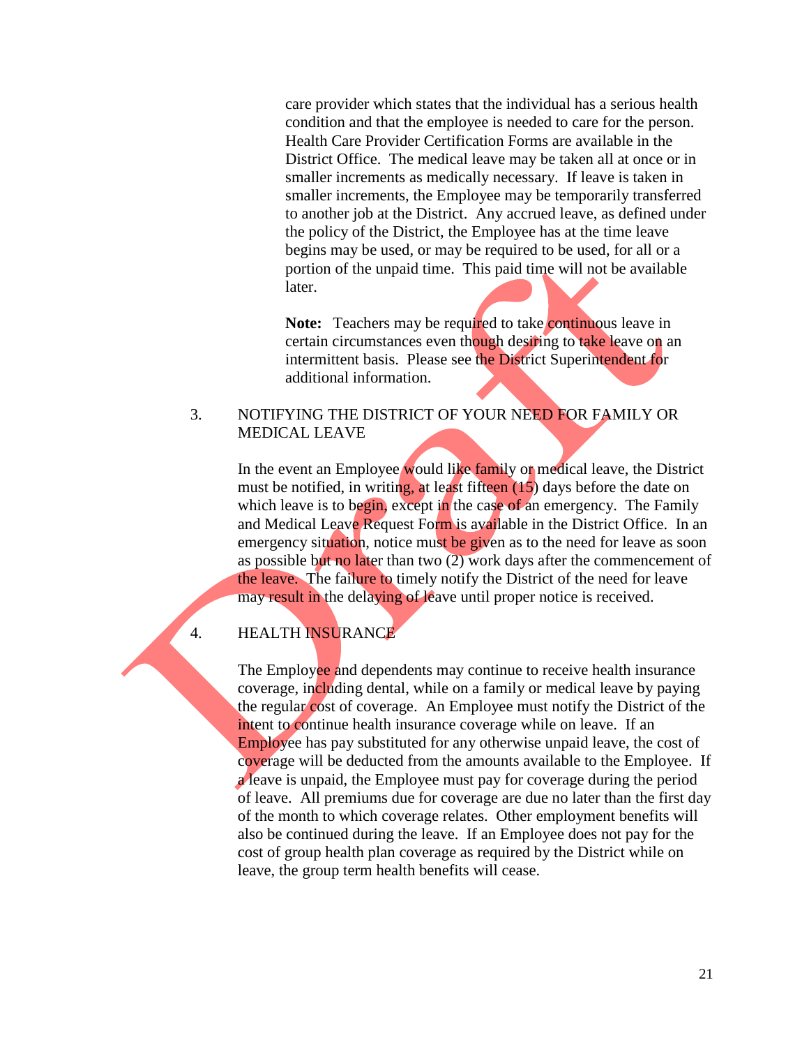care provider which states that the individual has a serious health condition and that the employee is needed to care for the person. Health Care Provider Certification Forms are available in the District Office. The medical leave may be taken all at once or in smaller increments as medically necessary. If leave is taken in smaller increments, the Employee may be temporarily transferred to another job at the District. Any accrued leave, as defined under the policy of the District, the Employee has at the time leave begins may be used, or may be required to be used, for all or a portion of the unpaid time. This paid time will not be available later.

**Note:** Teachers may be required to take continuous leave in certain circumstances even though desiring to take leave on an intermittent basis. Please see the District Superintendent for additional information.

3. NOTIFYING THE DISTRICT OF YOUR NEED FOR FAMILY OR MEDICAL LEAVE

In the event an Employee would like family or medical leave, the District must be notified, in writing, at least fifteen (15) days before the date on which leave is to begin, except in the case of an emergency. The Family and Medical Leave Request Form is available in the District Office. In an emergency situation, notice must be given as to the need for leave as soon as possible but no later than two (2) work days after the commencement of the leave. The failure to timely notify the District of the need for leave may result in the delaying of leave until proper notice is received.

4. HEALTH INSURANCE

The Employee and dependents may continue to receive health insurance coverage, including dental, while on a family or medical leave by paying the regular cost of coverage. An Employee must notify the District of the intent to continue health insurance coverage while on leave. If an Employee has pay substituted for any otherwise unpaid leave, the cost of coverage will be deducted from the amounts available to the Employee. If a leave is unpaid, the Employee must pay for coverage during the period of leave. All premiums due for coverage are due no later than the first day of the month to which coverage relates. Other employment benefits will also be continued during the leave. If an Employee does not pay for the cost of group health plan coverage as required by the District while on leave, the group term health benefits will cease.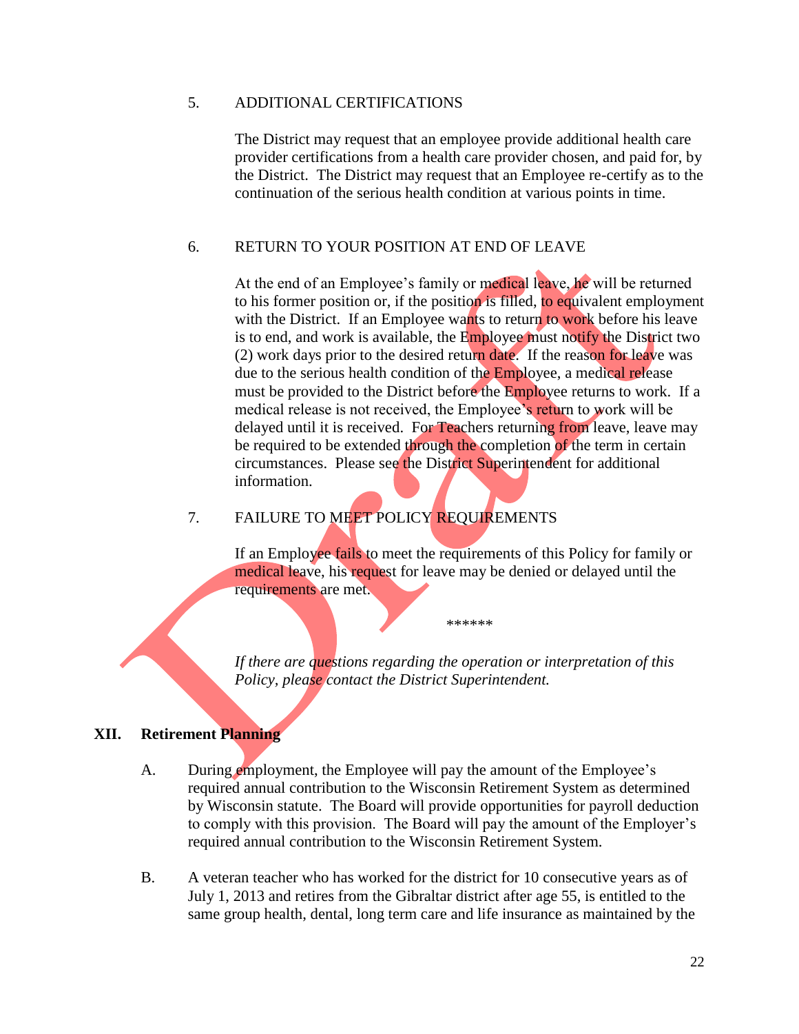5. ADDITIONAL CERTIFICATIONS

The District may request that an employee provide additional health care provider certifications from a health care provider chosen, and paid for, by the District. The District may request that an Employee re-certify as to the continuation of the serious health condition at various points in time.

6. RETURN TO YOUR POSITION AT END OF LEAVE

At the end of an Employee's family or medical leave, he will be returned to his former position or, if the position is filled, to equivalent employment with the District. If an Employee wants to return to work before his leave is to end, and work is available, the Employee must notify the District two (2) work days prior to the desired return date. If the reason for leave was due to the serious health condition of the Employee, a medical release must be provided to the District before the Employee returns to work. If a medical release is not received, the Employee's return to work will be delayed until it is received. For Teachers returning from leave, leave may be required to be extended through the completion of the term in certain circumstances. Please see the District Superintendent for additional information.

7. FAILURE TO MEET POLICY REQUIREMENTS

If an Employee fails to meet the requirements of this Policy for family or medical leave, his request for leave may be denied or delayed until the requirements are met.

******

*If there are questions regarding the operation or interpretation of this Policy, please contact the District Superintendent.*

## XII. Retirement Planning

A. During employment, the Employee will pay the amount of the Employee's required annual contribution to the Wisconsin Retirement System as determined by Wisconsin statute. The Board will provide opportunities for payroll deduction to comply with this provision. The Board will pay the amount of the Employer's required annual contribution to the Wisconsin Retirement System.

B. A veteran teacher who has worked for the district for 10 consecutive years as of July 1, 2013 and retires from the Gibraltar district after age 55, is entitled to the same group health, dental, long term care and life insurance as maintained by the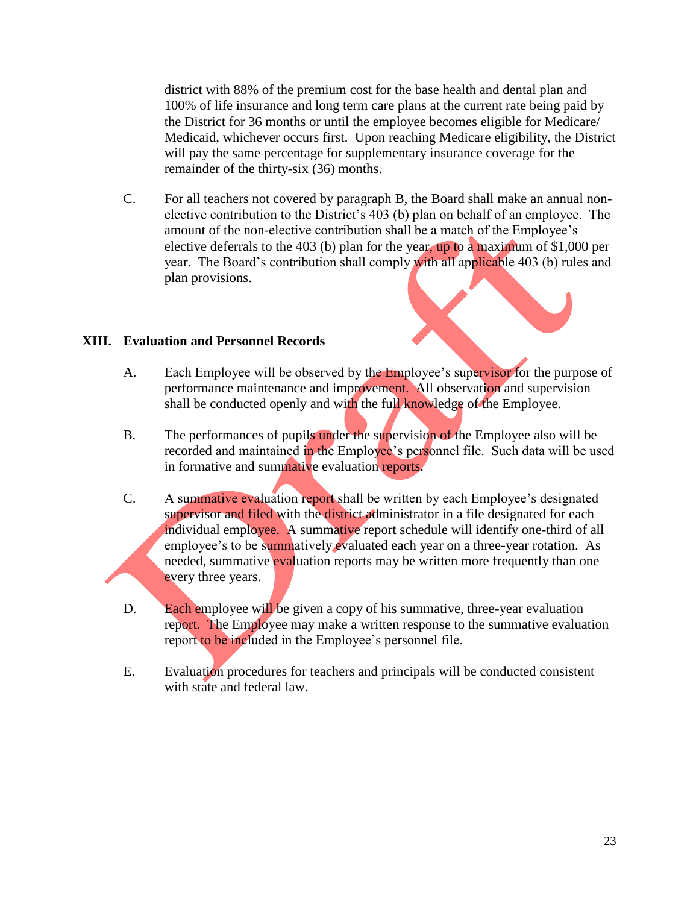district with 88% of the premium cost for the base health and dental plan and 100% of life insurance and long term care plans at the current rate being paid by the District for 36 months or until the employee becomes eligible for Medicare/ Medicaid, whichever occurs first. Upon reaching Medicare eligibility, the District will pay the same percentage for supplementary insurance coverage for the remainder of the thirty-six (36) months.

C. For all teachers not covered by paragraph B, the Board shall make an annual non-elective contribution to the District's 403 (b) plan on behalf of an employee. The amount of the non-elective contribution shall be a match of the Employee's elective deferrals to the 403 (b) plan for the year, up to a maximum of $1,000 per year. The Board's contribution shall comply with all applicable 403 (b) rules and plan provisions.

## XIII. Evaluation and Personnel Records

A. Each Employee will be observed by the Employee's supervisor for the purpose of performance maintenance and improvement. All observation and supervision shall be conducted openly and with the full knowledge of the Employee.

B. The performances of pupils under the supervision of the Employee also will be recorded and maintained in the Employee's personnel file. Such data will be used in formative and summative evaluation reports.

C. A summative evaluation report shall be written by each Employee's designated supervisor and filed with the district administrator in a file designated for each individual employee. A summative report schedule will identify one-third of all employee's to be summatively evaluated each year on a three-year rotation. As needed, summative evaluation reports may be written more frequently than one every three years.

D. Each employee will be given a copy of his summative, three-year evaluation report. The Employee may make a written response to the summative evaluation report to be included in the Employee's personnel file.

E. Evaluation procedures for teachers and principals will be conducted consistent with state and federal law.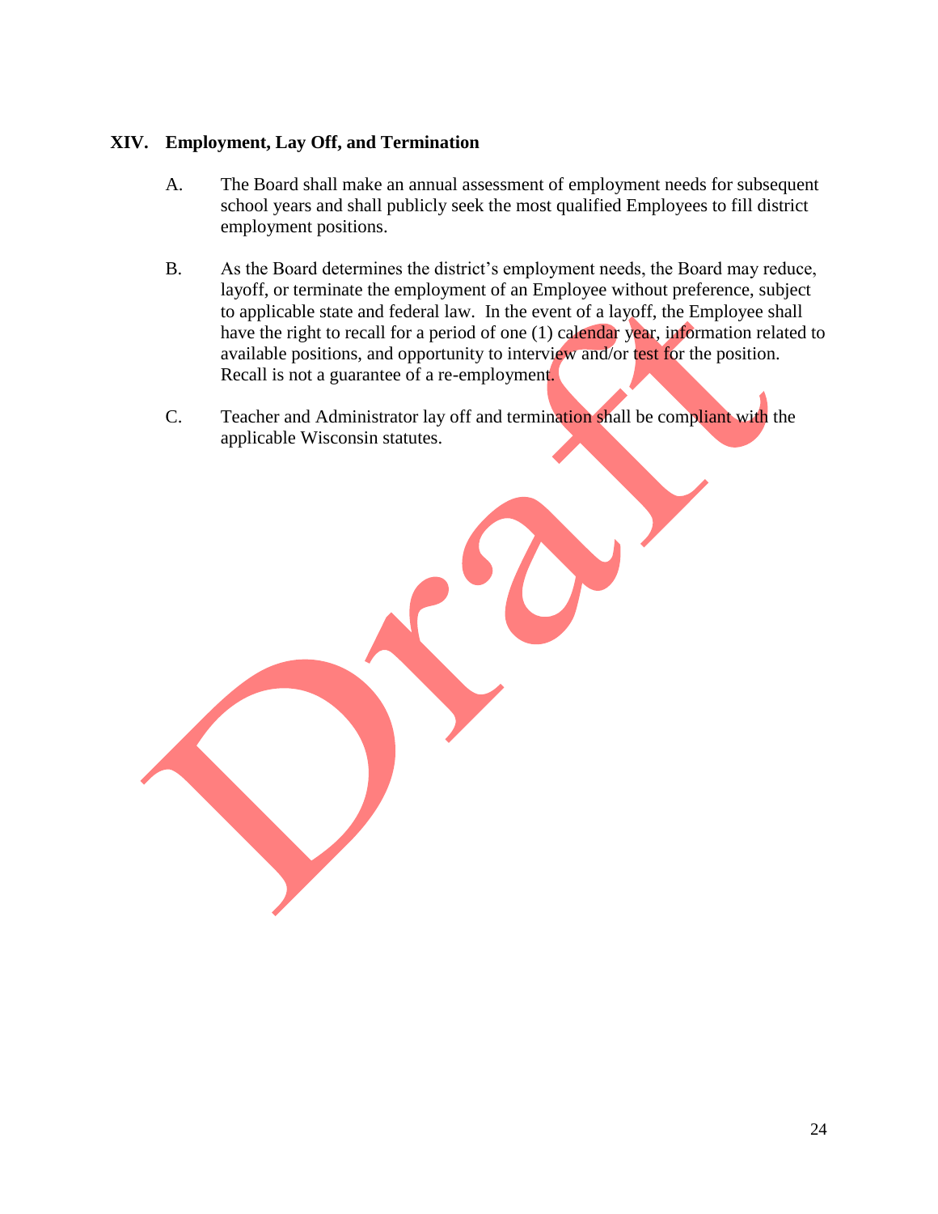## XIV. Employment, Lay Off, and Termination

A. The Board shall make an annual assessment of employment needs for subsequent school years and shall publicly seek the most qualified Employees to fill district employment positions.

B. As the Board determines the district's employment needs, the Board may reduce, layoff, or terminate the employment of an Employee without preference, subject to applicable state and federal law. In the event of a layoff, the Employee shall have the right to recall for a period of one (1) calendar year, information related to available positions, and opportunity to interview and/or test for the position. Recall is not a guarantee of a re-employment.

C. Teacher and Administrator lay off and termination shall be compliant with the applicable Wisconsin statutes.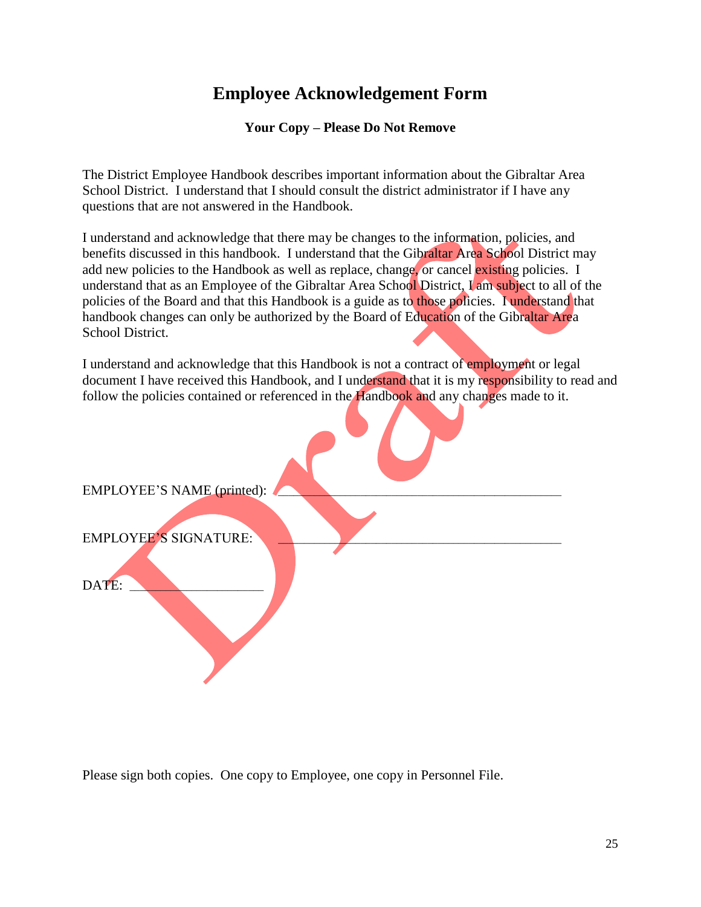# Employee Acknowledgement Form

**Your Copy – Please Do Not Remove**

The District Employee Handbook describes important information about the Gibraltar Area School District. I understand that I should consult the district administrator if I have any questions that are not answered in the Handbook.

I understand and acknowledge that there may be changes to the information, policies, and benefits discussed in this handbook. I understand that the Gibraltar Area School District may add new policies to the Handbook as well as replace, change, or cancel existing policies. I understand that as an Employee of the Gibraltar Area School District, I am subject to all of the policies of the Board and that this Handbook is a guide as to those policies. I understand that handbook changes can only be authorized by the Board of Education of the Gibraltar Area School District.

I understand and acknowledge that this Handbook is not a contract of employment or legal document I have received this Handbook, and I understand that it is my responsibility to read and follow the policies contained or referenced in the Handbook and any changes made to it.

EMPLOYEE'S NAME (printed): _______________________________________

EMPLOYEE'S SIGNATURE: _______________________________________

DATE: ___________________

Please sign both copies. One copy to Employee, one copy in Personnel File.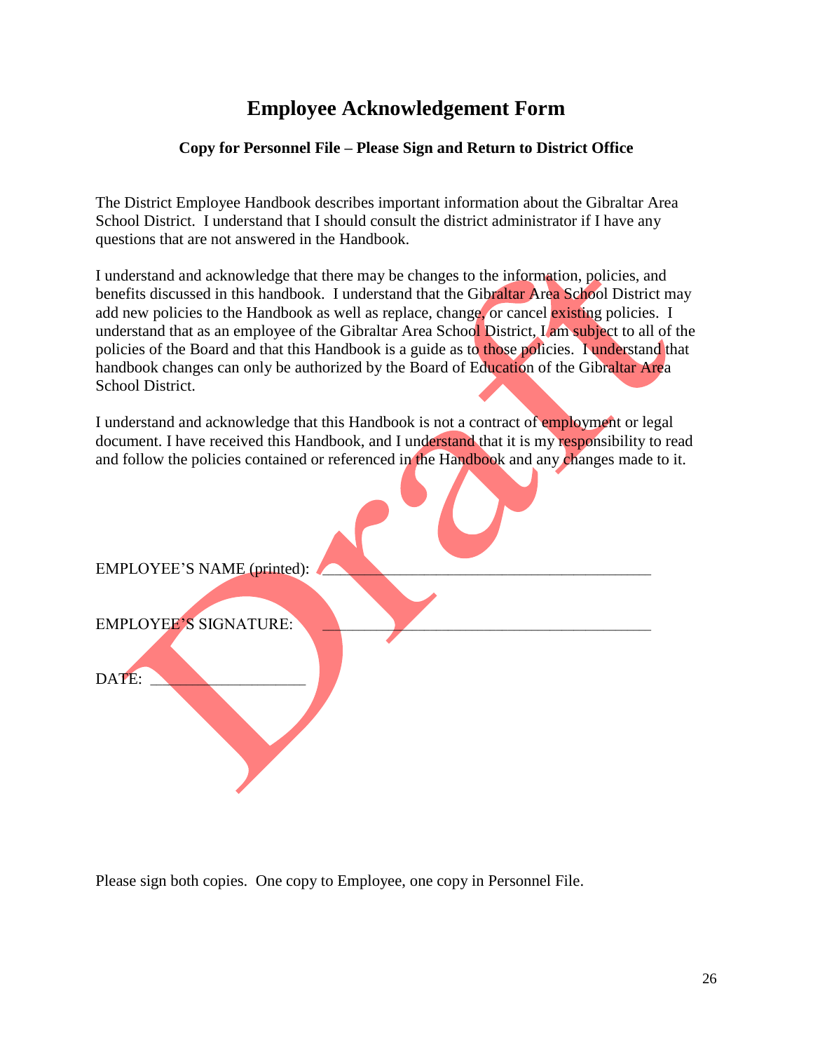# Employee Acknowledgement Form

### Copy for Personnel File – Please Sign and Return to District Office

The District Employee Handbook describes important information about the Gibraltar Area School District. I understand that I should consult the district administrator if I have any questions that are not answered in the Handbook.

I understand and acknowledge that there may be changes to the information, policies, and benefits discussed in this handbook. I understand that the Gibraltar Area School District may add new policies to the Handbook as well as replace, change, or cancel existing policies. I understand that as an employee of the Gibraltar Area School District, I am subject to all of the policies of the Board and that this Handbook is a guide as to those policies. I understand that handbook changes can only be authorized by the Board of Education of the Gibraltar Area School District.

I understand and acknowledge that this Handbook is not a contract of employment or legal document. I have received this Handbook, and I understand that it is my responsibility to read and follow the policies contained or referenced in the Handbook and any changes made to it.

EMPLOYEE'S NAME (printed): ________________________________________

EMPLOYEE'S SIGNATURE: ________________________________________

DATE: ____________________

Please sign both copies. One copy to Employee, one copy in Personnel File.